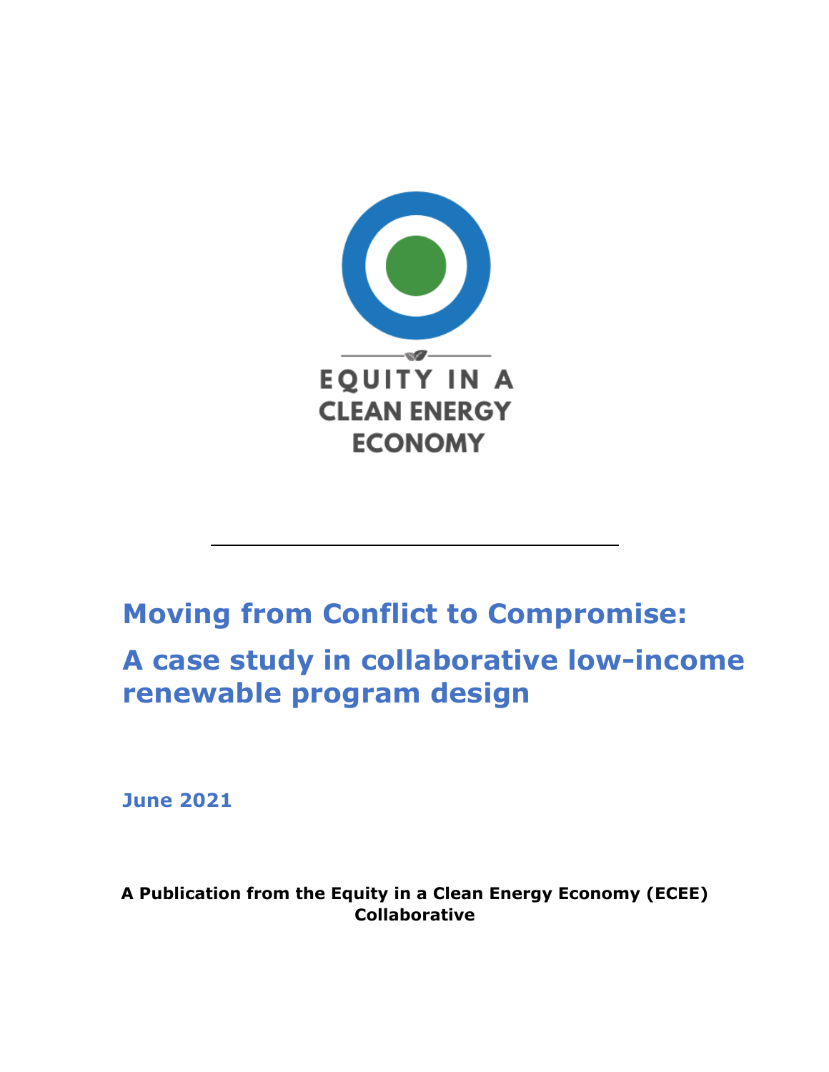EQUITY IN A CLEAN ENERGY ECONOMY

# Moving from Conflict to Compromise:

# A case study in collaborative low-income renewable program design

**June 2021**

**A Publication from the Equity in a Clean Energy Economy (ECEE) Collaborative**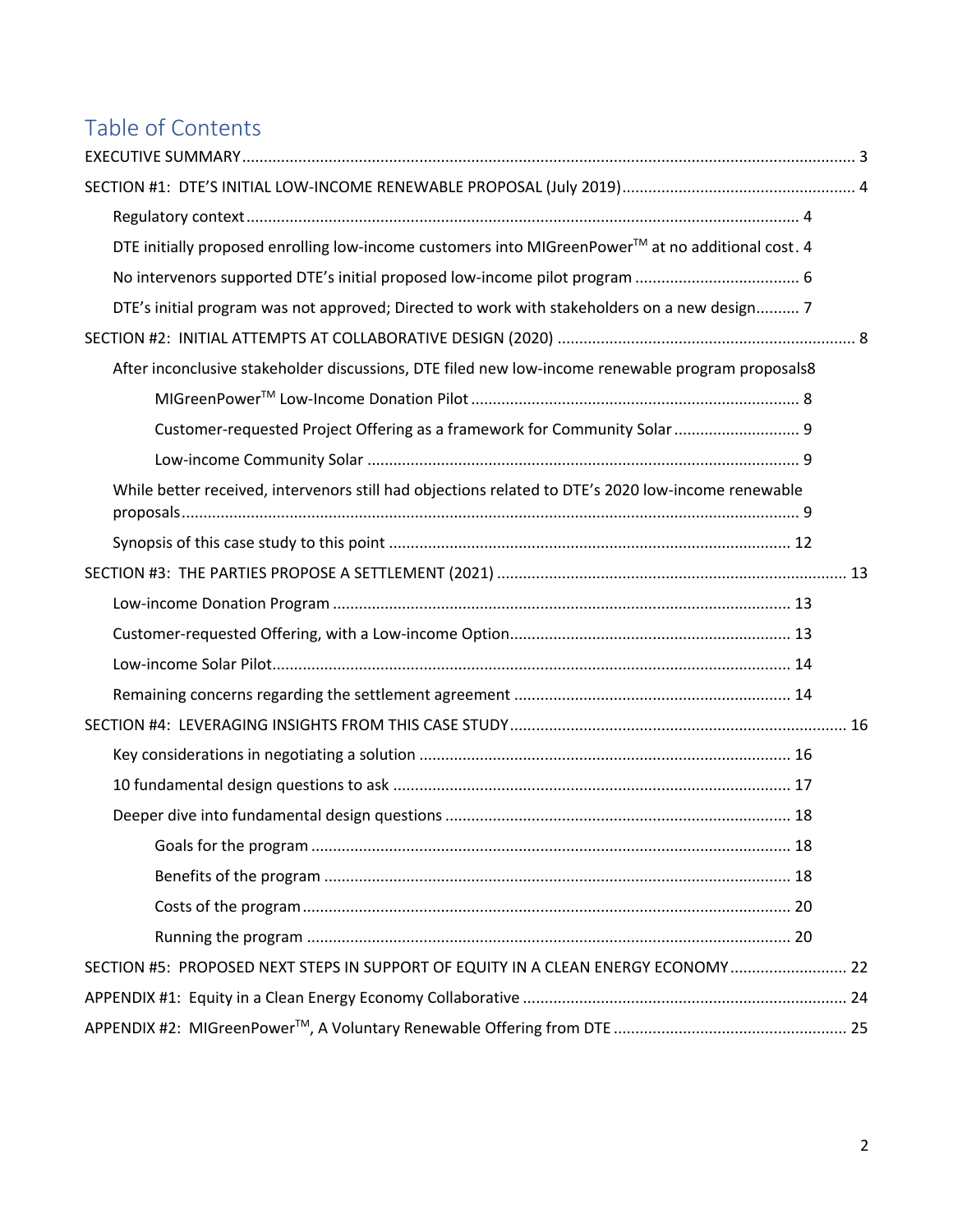# Table of Contents

EXECUTIVE SUMMARY ... 3

SECTION #1: DTE'S INITIAL LOW-INCOME RENEWABLE PROPOSAL (July 2019) ... 4

- Regulatory context ... 4
- DTE initially proposed enrolling low-income customers into MIGreenPower$^{TM}$ at no additional cost . 4
- No intervenors supported DTE's initial proposed low-income pilot program ... 6
- DTE's initial program was not approved; Directed to work with stakeholders on a new design ... 7

SECTION #2: INITIAL ATTEMPTS AT COLLABORATIVE DESIGN (2020) ... 8

- After inconclusive stakeholder discussions, DTE filed new low-income renewable program proposals 8
  - MIGreenPower$^{TM}$ Low-Income Donation Pilot ... 8
  - Customer-requested Project Offering as a framework for Community Solar ... 9
  - Low-income Community Solar ... 9
- While better received, intervenors still had objections related to DTE's 2020 low-income renewable proposals ... 9
- Synopsis of this case study to this point ... 12

SECTION #3: THE PARTIES PROPOSE A SETTLEMENT (2021) ... 13

- Low-income Donation Program ... 13
- Customer-requested Offering, with a Low-income Option ... 13
- Low-income Solar Pilot ... 14
- Remaining concerns regarding the settlement agreement ... 14

SECTION #4: LEVERAGING INSIGHTS FROM THIS CASE STUDY ... 16

- Key considerations in negotiating a solution ... 16
- 10 fundamental design questions to ask ... 17
- Deeper dive into fundamental design questions ... 18
  - Goals for the program ... 18
  - Benefits of the program ... 18
  - Costs of the program ... 20
  - Running the program ... 20

SECTION #5: PROPOSED NEXT STEPS IN SUPPORT OF EQUITY IN A CLEAN ENERGY ECONOMY ... 22

APPENDIX #1: Equity in a Clean Energy Economy Collaborative ... 24

APPENDIX #2: MIGreenPower$^{TM}$, A Voluntary Renewable Offering from DTE ... 25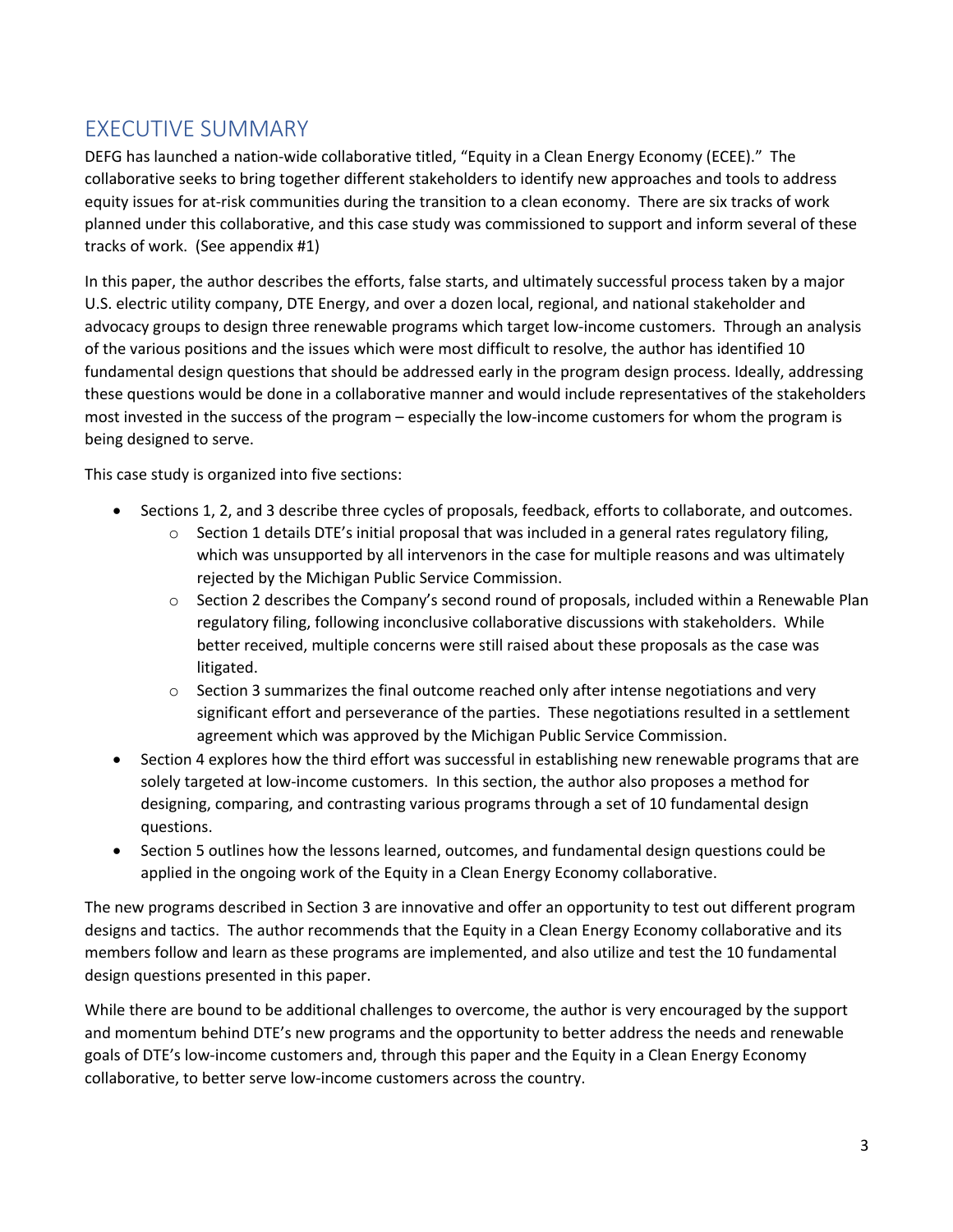# EXECUTIVE SUMMARY

DEFG has launched a nation-wide collaborative titled, "Equity in a Clean Energy Economy (ECEE)." The collaborative seeks to bring together different stakeholders to identify new approaches and tools to address equity issues for at-risk communities during the transition to a clean economy. There are six tracks of work planned under this collaborative, and this case study was commissioned to support and inform several of these tracks of work. (See appendix #1)

In this paper, the author describes the efforts, false starts, and ultimately successful process taken by a major U.S. electric utility company, DTE Energy, and over a dozen local, regional, and national stakeholder and advocacy groups to design three renewable programs which target low-income customers. Through an analysis of the various positions and the issues which were most difficult to resolve, the author has identified 10 fundamental design questions that should be addressed early in the program design process. Ideally, addressing these questions would be done in a collaborative manner and would include representatives of the stakeholders most invested in the success of the program – especially the low-income customers for whom the program is being designed to serve.

This case study is organized into five sections:

- Sections 1, 2, and 3 describe three cycles of proposals, feedback, efforts to collaborate, and outcomes.
  - Section 1 details DTE's initial proposal that was included in a general rates regulatory filing, which was unsupported by all intervenors in the case for multiple reasons and was ultimately rejected by the Michigan Public Service Commission.
  - Section 2 describes the Company's second round of proposals, included within a Renewable Plan regulatory filing, following inconclusive collaborative discussions with stakeholders. While better received, multiple concerns were still raised about these proposals as the case was litigated.
  - Section 3 summarizes the final outcome reached only after intense negotiations and very significant effort and perseverance of the parties. These negotiations resulted in a settlement agreement which was approved by the Michigan Public Service Commission.
- Section 4 explores how the third effort was successful in establishing new renewable programs that are solely targeted at low-income customers. In this section, the author also proposes a method for designing, comparing, and contrasting various programs through a set of 10 fundamental design questions.
- Section 5 outlines how the lessons learned, outcomes, and fundamental design questions could be applied in the ongoing work of the Equity in a Clean Energy Economy collaborative.

The new programs described in Section 3 are innovative and offer an opportunity to test out different program designs and tactics. The author recommends that the Equity in a Clean Energy Economy collaborative and its members follow and learn as these programs are implemented, and also utilize and test the 10 fundamental design questions presented in this paper.

While there are bound to be additional challenges to overcome, the author is very encouraged by the support and momentum behind DTE's new programs and the opportunity to better address the needs and renewable goals of DTE's low-income customers and, through this paper and the Equity in a Clean Energy Economy collaborative, to better serve low-income customers across the country.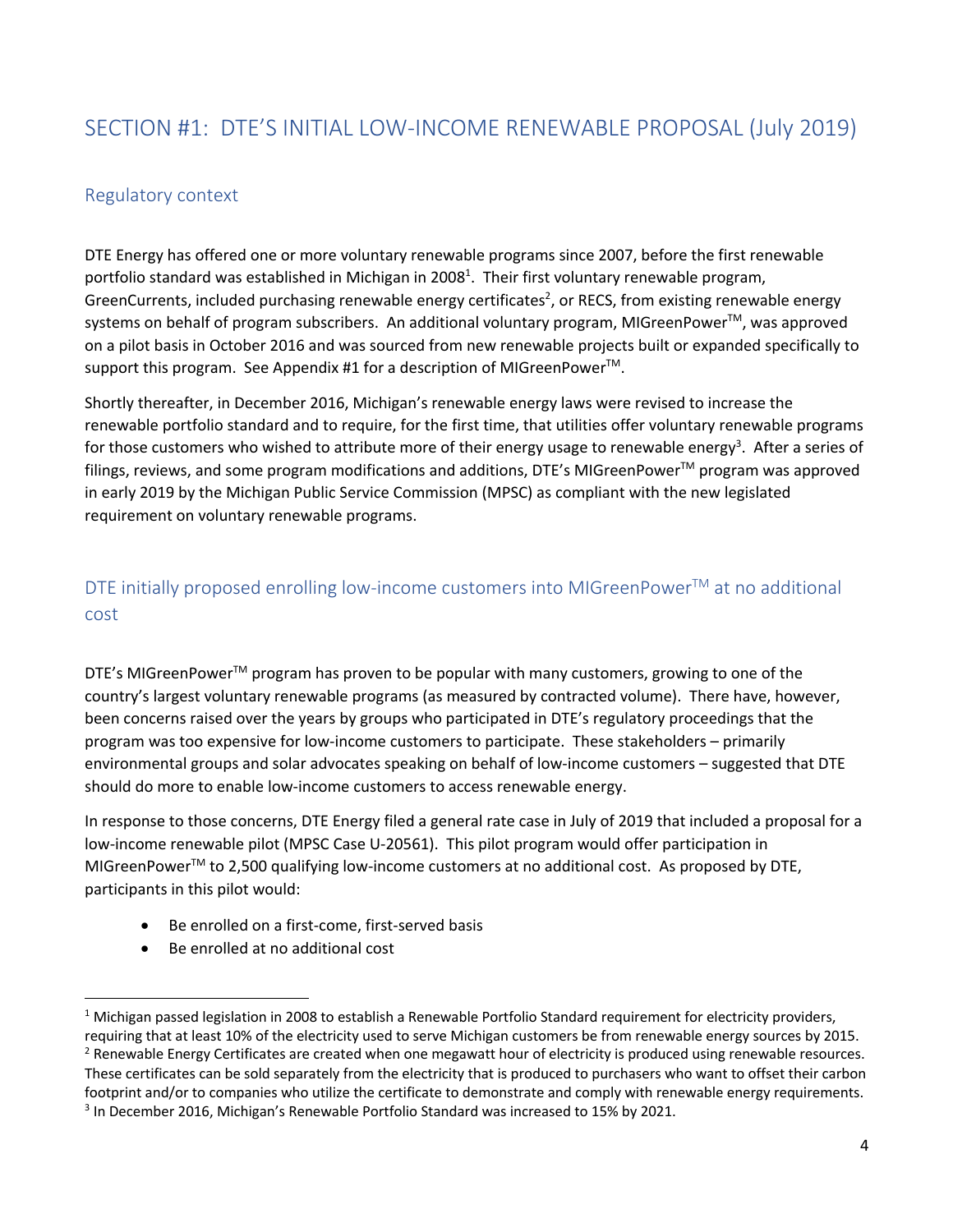# SECTION #1: DTE'S INITIAL LOW-INCOME RENEWABLE PROPOSAL (July 2019)

## Regulatory context

DTE Energy has offered one or more voluntary renewable programs since 2007, before the first renewable portfolio standard was established in Michigan in 2008[1]. Their first voluntary renewable program, GreenCurrents, included purchasing renewable energy certificates[2], or RECS, from existing renewable energy systems on behalf of program subscribers. An additional voluntary program, MIGreenPower™, was approved on a pilot basis in October 2016 and was sourced from new renewable projects built or expanded specifically to support this program. See Appendix #1 for a description of MIGreenPower™.

Shortly thereafter, in December 2016, Michigan's renewable energy laws were revised to increase the renewable portfolio standard and to require, for the first time, that utilities offer voluntary renewable programs for those customers who wished to attribute more of their energy usage to renewable energy[3]. After a series of filings, reviews, and some program modifications and additions, DTE's MIGreenPower™ program was approved in early 2019 by the Michigan Public Service Commission (MPSC) as compliant with the new legislated requirement on voluntary renewable programs.

## DTE initially proposed enrolling low-income customers into MIGreenPower™ at no additional cost

DTE's MIGreenPower™ program has proven to be popular with many customers, growing to one of the country's largest voluntary renewable programs (as measured by contracted volume). There have, however, been concerns raised over the years by groups who participated in DTE's regulatory proceedings that the program was too expensive for low-income customers to participate. These stakeholders – primarily environmental groups and solar advocates speaking on behalf of low-income customers – suggested that DTE should do more to enable low-income customers to access renewable energy.

In response to those concerns, DTE Energy filed a general rate case in July of 2019 that included a proposal for a low-income renewable pilot (MPSC Case U-20561). This pilot program would offer participation in MIGreenPower™ to 2,500 qualifying low-income customers at no additional cost. As proposed by DTE, participants in this pilot would:

- Be enrolled on a first-come, first-served basis
- Be enrolled at no additional cost

---

[1] Michigan passed legislation in 2008 to establish a Renewable Portfolio Standard requirement for electricity providers, requiring that at least 10% of the electricity used to serve Michigan customers be from renewable energy sources by 2015.

[2] Renewable Energy Certificates are created when one megawatt hour of electricity is produced using renewable resources. These certificates can be sold separately from the electricity that is produced to purchasers who want to offset their carbon footprint and/or to companies who utilize the certificate to demonstrate and comply with renewable energy requirements.

[3] In December 2016, Michigan's Renewable Portfolio Standard was increased to 15% by 2021.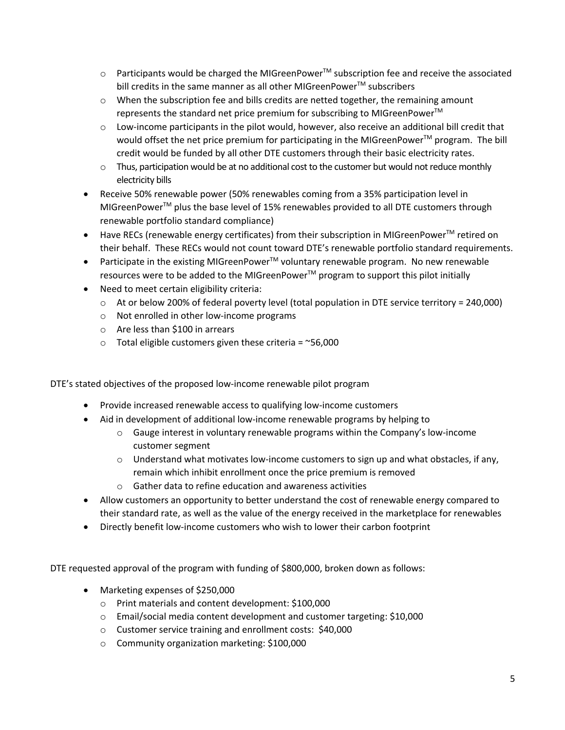- Participants would be charged the MIGreenPower™ subscription fee and receive the associated bill credits in the same manner as all other MIGreenPower™ subscribers
  - When the subscription fee and bills credits are netted together, the remaining amount represents the standard net price premium for subscribing to MIGreenPower™
  - Low-income participants in the pilot would, however, also receive an additional bill credit that would offset the net price premium for participating in the MIGreenPower™ program. The bill credit would be funded by all other DTE customers through their basic electricity rates.
  - Thus, participation would be at no additional cost to the customer but would not reduce monthly electricity bills
- Receive 50% renewable power (50% renewables coming from a 35% participation level in MIGreenPower™ plus the base level of 15% renewables provided to all DTE customers through renewable portfolio standard compliance)
- Have RECs (renewable energy certificates) from their subscription in MIGreenPower™ retired on their behalf. These RECs would not count toward DTE's renewable portfolio standard requirements.
- Participate in the existing MIGreenPower™ voluntary renewable program. No new renewable resources were to be added to the MIGreenPower™ program to support this pilot initially
- Need to meet certain eligibility criteria:
  - At or below 200% of federal poverty level (total population in DTE service territory = 240,000)
  - Not enrolled in other low-income programs
  - Are less than $100 in arrears
  - Total eligible customers given these criteria = ~56,000

DTE's stated objectives of the proposed low-income renewable pilot program

- Provide increased renewable access to qualifying low-income customers
- Aid in development of additional low-income renewable programs by helping to
  - Gauge interest in voluntary renewable programs within the Company's low-income customer segment
  - Understand what motivates low-income customers to sign up and what obstacles, if any, remain which inhibit enrollment once the price premium is removed
  - Gather data to refine education and awareness activities
- Allow customers an opportunity to better understand the cost of renewable energy compared to their standard rate, as well as the value of the energy received in the marketplace for renewables
- Directly benefit low-income customers who wish to lower their carbon footprint

DTE requested approval of the program with funding of $800,000, broken down as follows:

- Marketing expenses of $250,000
  - Print materials and content development: $100,000
  - Email/social media content development and customer targeting: $10,000
  - Customer service training and enrollment costs: $40,000
  - Community organization marketing: $100,000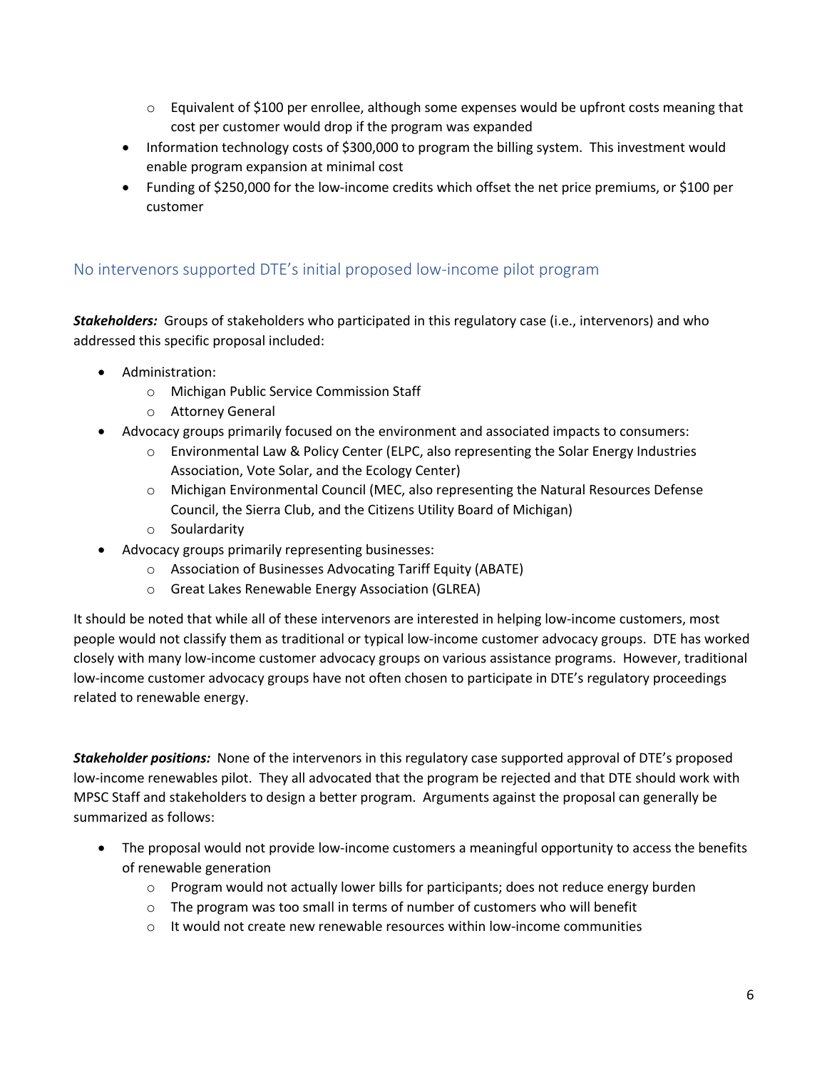- Equivalent of $100 per enrollee, although some expenses would be upfront costs meaning that cost per customer would drop if the program was expanded
- Information technology costs of $300,000 to program the billing system. This investment would enable program expansion at minimal cost
- Funding of $250,000 for the low-income credits which offset the net price premiums, or $100 per customer

## No intervenors supported DTE's initial proposed low-income pilot program

***Stakeholders:*** Groups of stakeholders who participated in this regulatory case (i.e., intervenors) and who addressed this specific proposal included:

- Administration:
  - Michigan Public Service Commission Staff
  - Attorney General
- Advocacy groups primarily focused on the environment and associated impacts to consumers:
  - Environmental Law & Policy Center (ELPC, also representing the Solar Energy Industries Association, Vote Solar, and the Ecology Center)
  - Michigan Environmental Council (MEC, also representing the Natural Resources Defense Council, the Sierra Club, and the Citizens Utility Board of Michigan)
  - Soulardarity
- Advocacy groups primarily representing businesses:
  - Association of Businesses Advocating Tariff Equity (ABATE)
  - Great Lakes Renewable Energy Association (GLREA)

It should be noted that while all of these intervenors are interested in helping low-income customers, most people would not classify them as traditional or typical low-income customer advocacy groups. DTE has worked closely with many low-income customer advocacy groups on various assistance programs. However, traditional low-income customer advocacy groups have not often chosen to participate in DTE's regulatory proceedings related to renewable energy.

***Stakeholder positions:*** None of the intervenors in this regulatory case supported approval of DTE's proposed low-income renewables pilot. They all advocated that the program be rejected and that DTE should work with MPSC Staff and stakeholders to design a better program. Arguments against the proposal can generally be summarized as follows:

- The proposal would not provide low-income customers a meaningful opportunity to access the benefits of renewable generation
  - Program would not actually lower bills for participants; does not reduce energy burden
  - The program was too small in terms of number of customers who will benefit
  - It would not create new renewable resources within low-income communities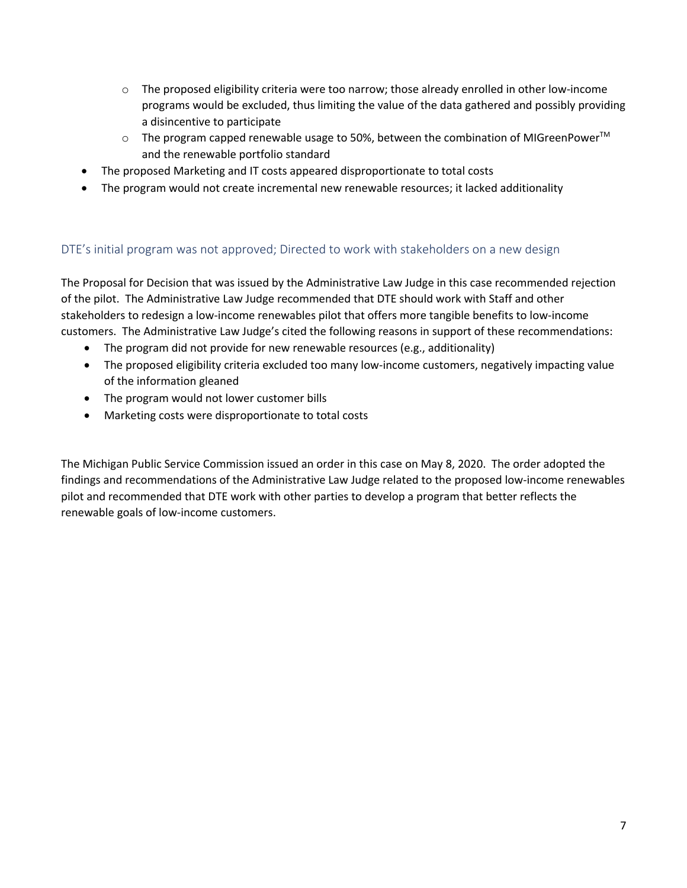- The proposed eligibility criteria were too narrow; those already enrolled in other low-income programs would be excluded, thus limiting the value of the data gathered and possibly providing a disincentive to participate
  - The program capped renewable usage to 50%, between the combination of MIGreenPower™ and the renewable portfolio standard
- The proposed Marketing and IT costs appeared disproportionate to total costs
- The program would not create incremental new renewable resources; it lacked additionality

### DTE's initial program was not approved; Directed to work with stakeholders on a new design

The Proposal for Decision that was issued by the Administrative Law Judge in this case recommended rejection of the pilot. The Administrative Law Judge recommended that DTE should work with Staff and other stakeholders to redesign a low-income renewables pilot that offers more tangible benefits to low-income customers. The Administrative Law Judge's cited the following reasons in support of these recommendations:

- The program did not provide for new renewable resources (e.g., additionality)
- The proposed eligibility criteria excluded too many low-income customers, negatively impacting value of the information gleaned
- The program would not lower customer bills
- Marketing costs were disproportionate to total costs

The Michigan Public Service Commission issued an order in this case on May 8, 2020. The order adopted the findings and recommendations of the Administrative Law Judge related to the proposed low-income renewables pilot and recommended that DTE work with other parties to develop a program that better reflects the renewable goals of low-income customers.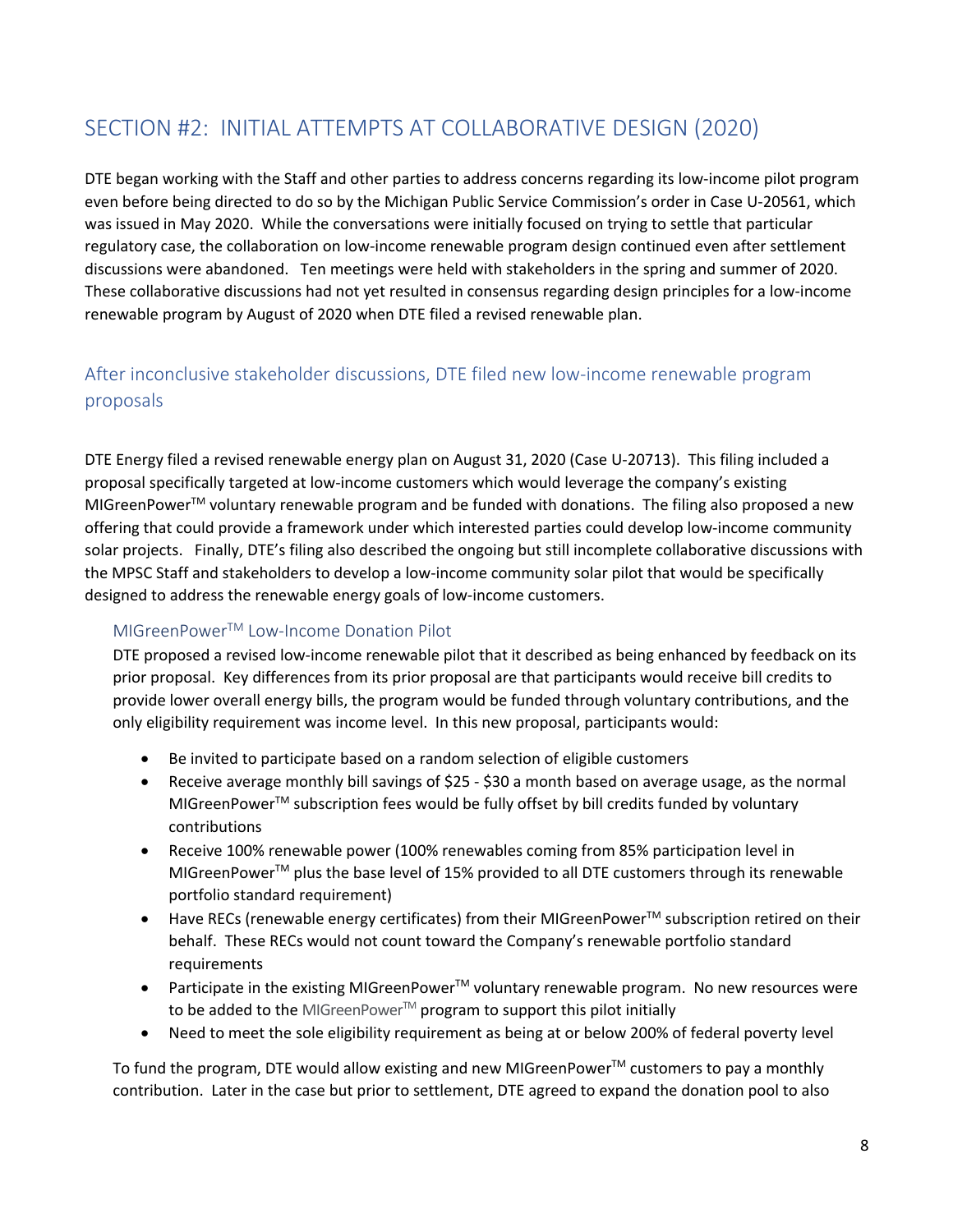## SECTION #2: INITIAL ATTEMPTS AT COLLABORATIVE DESIGN (2020)

DTE began working with the Staff and other parties to address concerns regarding its low-income pilot program even before being directed to do so by the Michigan Public Service Commission's order in Case U-20561, which was issued in May 2020. While the conversations were initially focused on trying to settle that particular regulatory case, the collaboration on low-income renewable program design continued even after settlement discussions were abandoned. Ten meetings were held with stakeholders in the spring and summer of 2020. These collaborative discussions had not yet resulted in consensus regarding design principles for a low-income renewable program by August of 2020 when DTE filed a revised renewable plan.

### After inconclusive stakeholder discussions, DTE filed new low-income renewable program proposals

DTE Energy filed a revised renewable energy plan on August 31, 2020 (Case U-20713). This filing included a proposal specifically targeted at low-income customers which would leverage the company's existing MIGreenPower™ voluntary renewable program and be funded with donations. The filing also proposed a new offering that could provide a framework under which interested parties could develop low-income community solar projects. Finally, DTE's filing also described the ongoing but still incomplete collaborative discussions with the MPSC Staff and stakeholders to develop a low-income community solar pilot that would be specifically designed to address the renewable energy goals of low-income customers.

#### MIGreenPower™ Low-Income Donation Pilot

DTE proposed a revised low-income renewable pilot that it described as being enhanced by feedback on its prior proposal. Key differences from its prior proposal are that participants would receive bill credits to provide lower overall energy bills, the program would be funded through voluntary contributions, and the only eligibility requirement was income level. In this new proposal, participants would:

- Be invited to participate based on a random selection of eligible customers
- Receive average monthly bill savings of $25 - $30 a month based on average usage, as the normal MIGreenPower™ subscription fees would be fully offset by bill credits funded by voluntary contributions
- Receive 100% renewable power (100% renewables coming from 85% participation level in MIGreenPower™ plus the base level of 15% provided to all DTE customers through its renewable portfolio standard requirement)
- Have RECs (renewable energy certificates) from their MIGreenPower™ subscription retired on their behalf. These RECs would not count toward the Company's renewable portfolio standard requirements
- Participate in the existing MIGreenPower™ voluntary renewable program. No new resources were to be added to the MIGreenPower™ program to support this pilot initially
- Need to meet the sole eligibility requirement as being at or below 200% of federal poverty level

To fund the program, DTE would allow existing and new MIGreenPower™ customers to pay a monthly contribution. Later in the case but prior to settlement, DTE agreed to expand the donation pool to also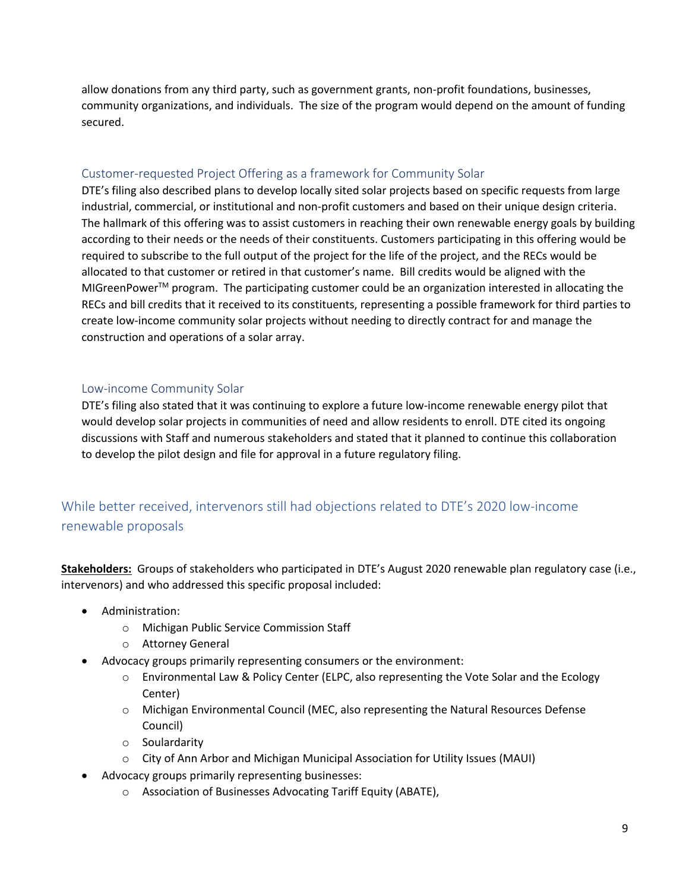allow donations from any third party, such as government grants, non-profit foundations, businesses, community organizations, and individuals. The size of the program would depend on the amount of funding secured.

### Customer-requested Project Offering as a framework for Community Solar

DTE's filing also described plans to develop locally sited solar projects based on specific requests from large industrial, commercial, or institutional and non-profit customers and based on their unique design criteria. The hallmark of this offering was to assist customers in reaching their own renewable energy goals by building according to their needs or the needs of their constituents. Customers participating in this offering would be required to subscribe to the full output of the project for the life of the project, and the RECs would be allocated to that customer or retired in that customer's name. Bill credits would be aligned with the MIGreenPower™ program. The participating customer could be an organization interested in allocating the RECs and bill credits that it received to its constituents, representing a possible framework for third parties to create low-income community solar projects without needing to directly contract for and manage the construction and operations of a solar array.

### Low-income Community Solar

DTE's filing also stated that it was continuing to explore a future low-income renewable energy pilot that would develop solar projects in communities of need and allow residents to enroll. DTE cited its ongoing discussions with Staff and numerous stakeholders and stated that it planned to continue this collaboration to develop the pilot design and file for approval in a future regulatory filing.

## While better received, intervenors still had objections related to DTE's 2020 low-income renewable proposals

**Stakeholders:** Groups of stakeholders who participated in DTE's August 2020 renewable plan regulatory case (i.e., intervenors) and who addressed this specific proposal included:

- Administration:
  - Michigan Public Service Commission Staff
  - Attorney General
- Advocacy groups primarily representing consumers or the environment:
  - Environmental Law & Policy Center (ELPC, also representing the Vote Solar and the Ecology Center)
  - Michigan Environmental Council (MEC, also representing the Natural Resources Defense Council)
  - Soulardarity
  - City of Ann Arbor and Michigan Municipal Association for Utility Issues (MAUI)
- Advocacy groups primarily representing businesses:
  - Association of Businesses Advocating Tariff Equity (ABATE),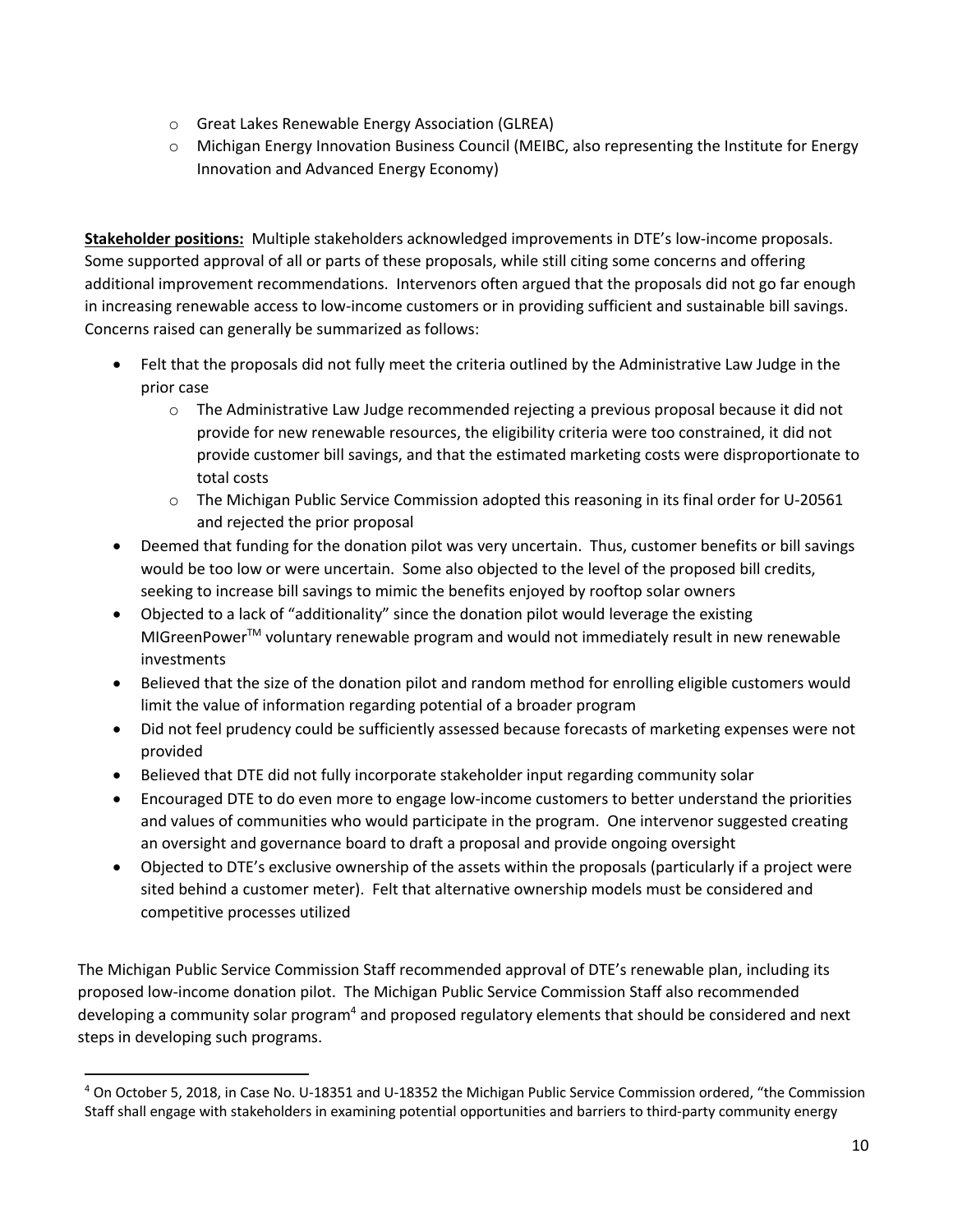- Great Lakes Renewable Energy Association (GLREA)
- Michigan Energy Innovation Business Council (MEIBC, also representing the Institute for Energy Innovation and Advanced Energy Economy)

**Stakeholder positions:** Multiple stakeholders acknowledged improvements in DTE's low-income proposals. Some supported approval of all or parts of these proposals, while still citing some concerns and offering additional improvement recommendations. Intervenors often argued that the proposals did not go far enough in increasing renewable access to low-income customers or in providing sufficient and sustainable bill savings. Concerns raised can generally be summarized as follows:

- Felt that the proposals did not fully meet the criteria outlined by the Administrative Law Judge in the prior case
  - The Administrative Law Judge recommended rejecting a previous proposal because it did not provide for new renewable resources, the eligibility criteria were too constrained, it did not provide customer bill savings, and that the estimated marketing costs were disproportionate to total costs
  - The Michigan Public Service Commission adopted this reasoning in its final order for U-20561 and rejected the prior proposal
- Deemed that funding for the donation pilot was very uncertain. Thus, customer benefits or bill savings would be too low or were uncertain. Some also objected to the level of the proposed bill credits, seeking to increase bill savings to mimic the benefits enjoyed by rooftop solar owners
- Objected to a lack of "additionality" since the donation pilot would leverage the existing MIGreenPower™ voluntary renewable program and would not immediately result in new renewable investments
- Believed that the size of the donation pilot and random method for enrolling eligible customers would limit the value of information regarding potential of a broader program
- Did not feel prudency could be sufficiently assessed because forecasts of marketing expenses were not provided
- Believed that DTE did not fully incorporate stakeholder input regarding community solar
- Encouraged DTE to do even more to engage low-income customers to better understand the priorities and values of communities who would participate in the program. One intervenor suggested creating an oversight and governance board to draft a proposal and provide ongoing oversight
- Objected to DTE's exclusive ownership of the assets within the proposals (particularly if a project were sited behind a customer meter). Felt that alternative ownership models must be considered and competitive processes utilized

The Michigan Public Service Commission Staff recommended approval of DTE's renewable plan, including its proposed low-income donation pilot. The Michigan Public Service Commission Staff also recommended developing a community solar program[4] and proposed regulatory elements that should be considered and next steps in developing such programs.

[4] On October 5, 2018, in Case No. U-18351 and U-18352 the Michigan Public Service Commission ordered, "the Commission Staff shall engage with stakeholders in examining potential opportunities and barriers to third-party community energy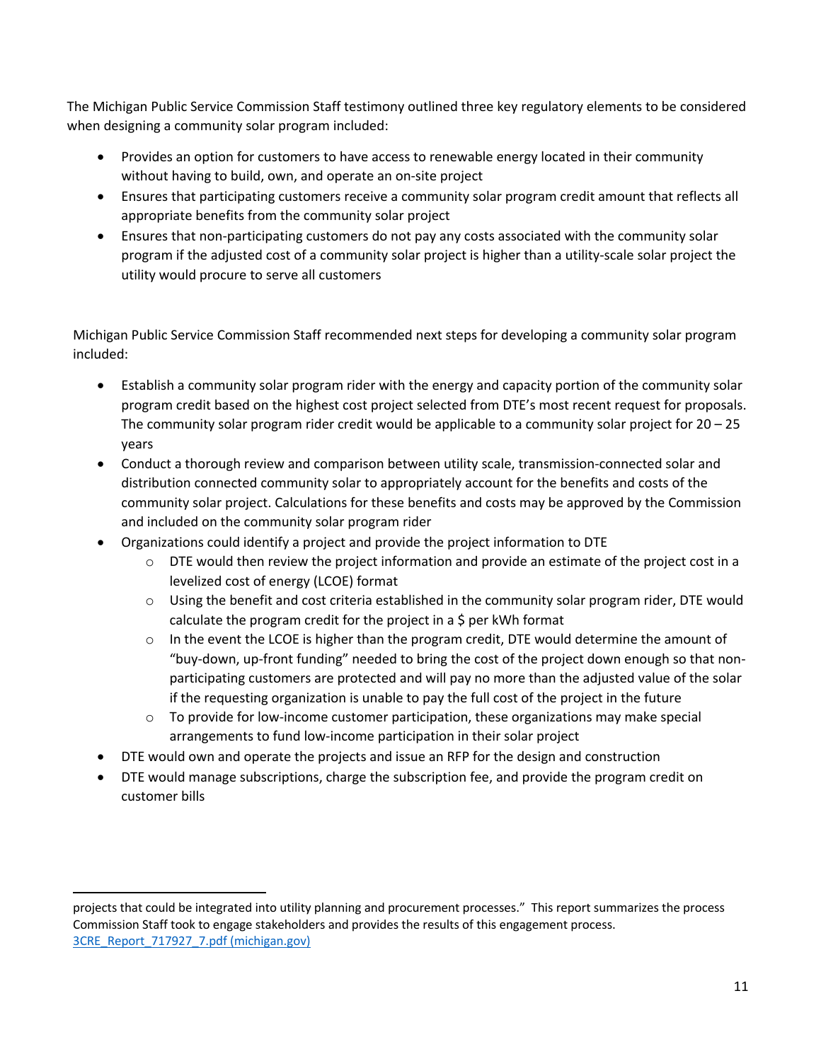The Michigan Public Service Commission Staff testimony outlined three key regulatory elements to be considered when designing a community solar program included:

- Provides an option for customers to have access to renewable energy located in their community without having to build, own, and operate an on-site project
- Ensures that participating customers receive a community solar program credit amount that reflects all appropriate benefits from the community solar project
- Ensures that non-participating customers do not pay any costs associated with the community solar program if the adjusted cost of a community solar project is higher than a utility-scale solar project the utility would procure to serve all customers

Michigan Public Service Commission Staff recommended next steps for developing a community solar program included:

- Establish a community solar program rider with the energy and capacity portion of the community solar program credit based on the highest cost project selected from DTE's most recent request for proposals. The community solar program rider credit would be applicable to a community solar project for 20 – 25 years
- Conduct a thorough review and comparison between utility scale, transmission-connected solar and distribution connected community solar to appropriately account for the benefits and costs of the community solar project. Calculations for these benefits and costs may be approved by the Commission and included on the community solar program rider
- Organizations could identify a project and provide the project information to DTE
  - DTE would then review the project information and provide an estimate of the project cost in a levelized cost of energy (LCOE) format
  - Using the benefit and cost criteria established in the community solar program rider, DTE would calculate the program credit for the project in a $ per kWh format
  - In the event the LCOE is higher than the program credit, DTE would determine the amount of "buy-down, up-front funding" needed to bring the cost of the project down enough so that non-participating customers are protected and will pay no more than the adjusted value of the solar if the requesting organization is unable to pay the full cost of the project in the future
  - To provide for low-income customer participation, these organizations may make special arrangements to fund low-income participation in their solar project
- DTE would own and operate the projects and issue an RFP for the design and construction
- DTE would manage subscriptions, charge the subscription fee, and provide the program credit on customer bills

---

projects that could be integrated into utility planning and procurement processes." This report summarizes the process Commission Staff took to engage stakeholders and provides the results of this engagement process. [3CRE_Report_717927_7.pdf (michigan.gov)]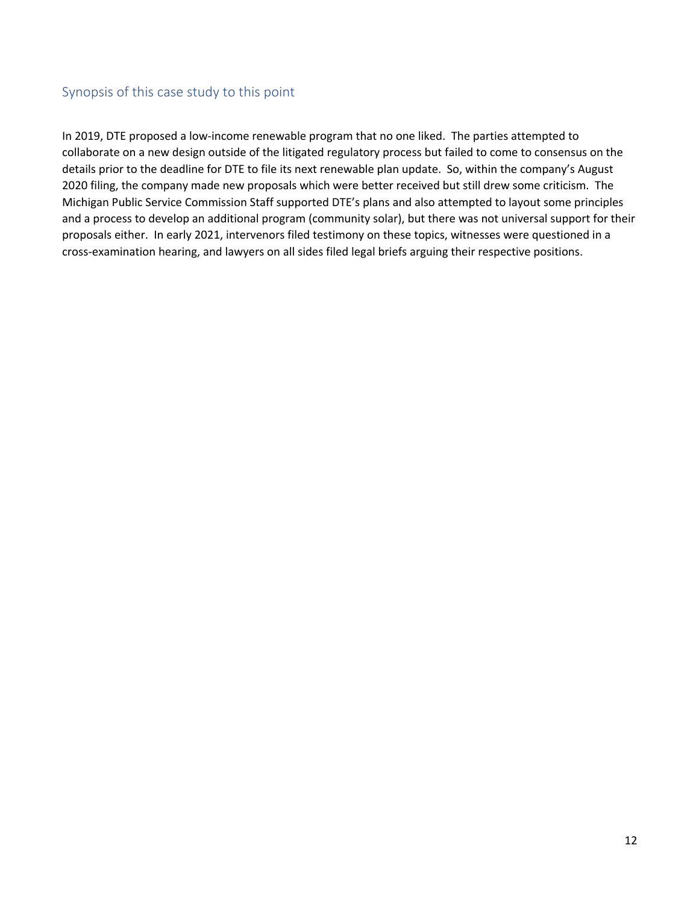## Synopsis of this case study to this point

In 2019, DTE proposed a low-income renewable program that no one liked. The parties attempted to collaborate on a new design outside of the litigated regulatory process but failed to come to consensus on the details prior to the deadline for DTE to file its next renewable plan update. So, within the company's August 2020 filing, the company made new proposals which were better received but still drew some criticism. The Michigan Public Service Commission Staff supported DTE's plans and also attempted to layout some principles and a process to develop an additional program (community solar), but there was not universal support for their proposals either. In early 2021, intervenors filed testimony on these topics, witnesses were questioned in a cross-examination hearing, and lawyers on all sides filed legal briefs arguing their respective positions.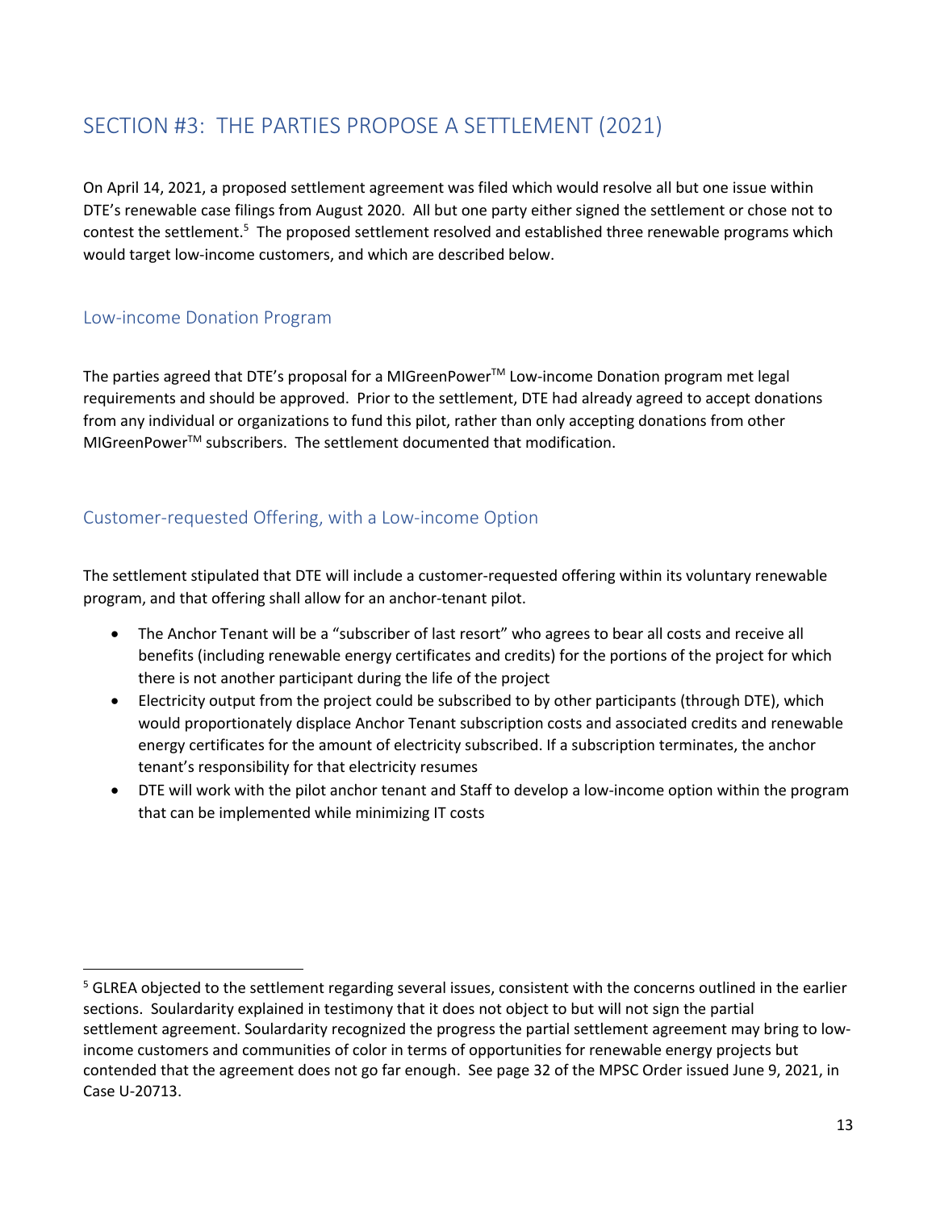## SECTION #3: THE PARTIES PROPOSE A SETTLEMENT (2021)

On April 14, 2021, a proposed settlement agreement was filed which would resolve all but one issue within DTE's renewable case filings from August 2020. All but one party either signed the settlement or chose not to contest the settlement.[5] The proposed settlement resolved and established three renewable programs which would target low-income customers, and which are described below.

### Low-income Donation Program

The parties agreed that DTE's proposal for a MIGreenPower™ Low-income Donation program met legal requirements and should be approved. Prior to the settlement, DTE had already agreed to accept donations from any individual or organizations to fund this pilot, rather than only accepting donations from other MIGreenPower™ subscribers. The settlement documented that modification.

### Customer-requested Offering, with a Low-income Option

The settlement stipulated that DTE will include a customer-requested offering within its voluntary renewable program, and that offering shall allow for an anchor-tenant pilot.

- The Anchor Tenant will be a "subscriber of last resort" who agrees to bear all costs and receive all benefits (including renewable energy certificates and credits) for the portions of the project for which there is not another participant during the life of the project
- Electricity output from the project could be subscribed to by other participants (through DTE), which would proportionately displace Anchor Tenant subscription costs and associated credits and renewable energy certificates for the amount of electricity subscribed. If a subscription terminates, the anchor tenant's responsibility for that electricity resumes
- DTE will work with the pilot anchor tenant and Staff to develop a low-income option within the program that can be implemented while minimizing IT costs

---

[5] GLREA objected to the settlement regarding several issues, consistent with the concerns outlined in the earlier sections. Soulardarity explained in testimony that it does not object to but will not sign the partial settlement agreement. Soulardarity recognized the progress the partial settlement agreement may bring to low-income customers and communities of color in terms of opportunities for renewable energy projects but contended that the agreement does not go far enough. See page 32 of the MPSC Order issued June 9, 2021, in Case U-20713.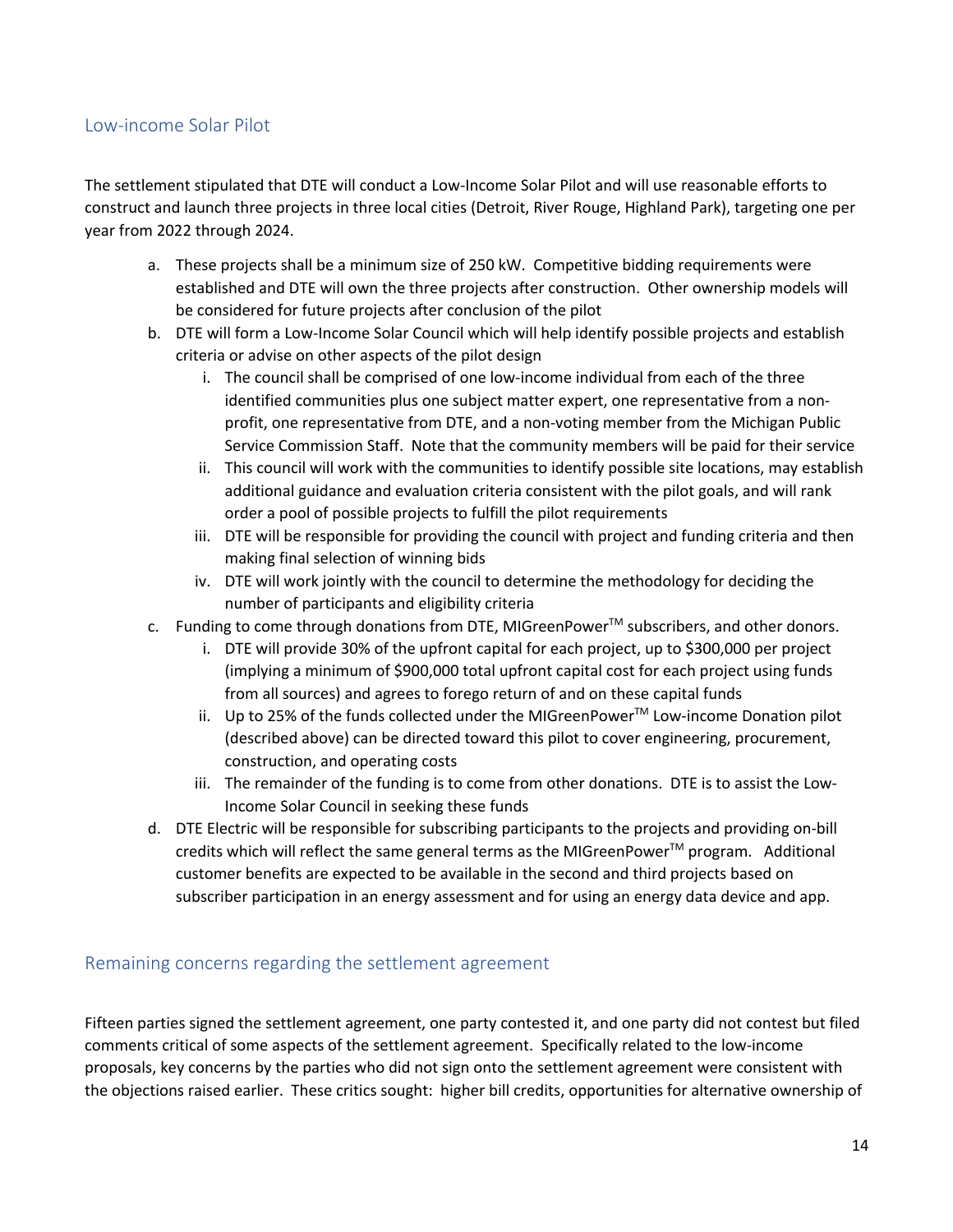## Low-income Solar Pilot

The settlement stipulated that DTE will conduct a Low-Income Solar Pilot and will use reasonable efforts to construct and launch three projects in three local cities (Detroit, River Rouge, Highland Park), targeting one per year from 2022 through 2024.

a. These projects shall be a minimum size of 250 kW. Competitive bidding requirements were established and DTE will own the three projects after construction. Other ownership models will be considered for future projects after conclusion of the pilot
b. DTE will form a Low-Income Solar Council which will help identify possible projects and establish criteria or advise on other aspects of the pilot design
    i. The council shall be comprised of one low-income individual from each of the three identified communities plus one subject matter expert, one representative from a non-profit, one representative from DTE, and a non-voting member from the Michigan Public Service Commission Staff. Note that the community members will be paid for their service
    ii. This council will work with the communities to identify possible site locations, may establish additional guidance and evaluation criteria consistent with the pilot goals, and will rank order a pool of possible projects to fulfill the pilot requirements
    iii. DTE will be responsible for providing the council with project and funding criteria and then making final selection of winning bids
    iv. DTE will work jointly with the council to determine the methodology for deciding the number of participants and eligibility criteria
c. Funding to come through donations from DTE, MIGreenPower™ subscribers, and other donors.
    i. DTE will provide 30% of the upfront capital for each project, up to $300,000 per project (implying a minimum of $900,000 total upfront capital cost for each project using funds from all sources) and agrees to forego return of and on these capital funds
    ii. Up to 25% of the funds collected under the MIGreenPower™ Low-income Donation pilot (described above) can be directed toward this pilot to cover engineering, procurement, construction, and operating costs
    iii. The remainder of the funding is to come from other donations. DTE is to assist the Low-Income Solar Council in seeking these funds
d. DTE Electric will be responsible for subscribing participants to the projects and providing on-bill credits which will reflect the same general terms as the MIGreenPower™ program. Additional customer benefits are expected to be available in the second and third projects based on subscriber participation in an energy assessment and for using an energy data device and app.

## Remaining concerns regarding the settlement agreement

Fifteen parties signed the settlement agreement, one party contested it, and one party did not contest but filed comments critical of some aspects of the settlement agreement. Specifically related to the low-income proposals, key concerns by the parties who did not sign onto the settlement agreement were consistent with the objections raised earlier. These critics sought: higher bill credits, opportunities for alternative ownership of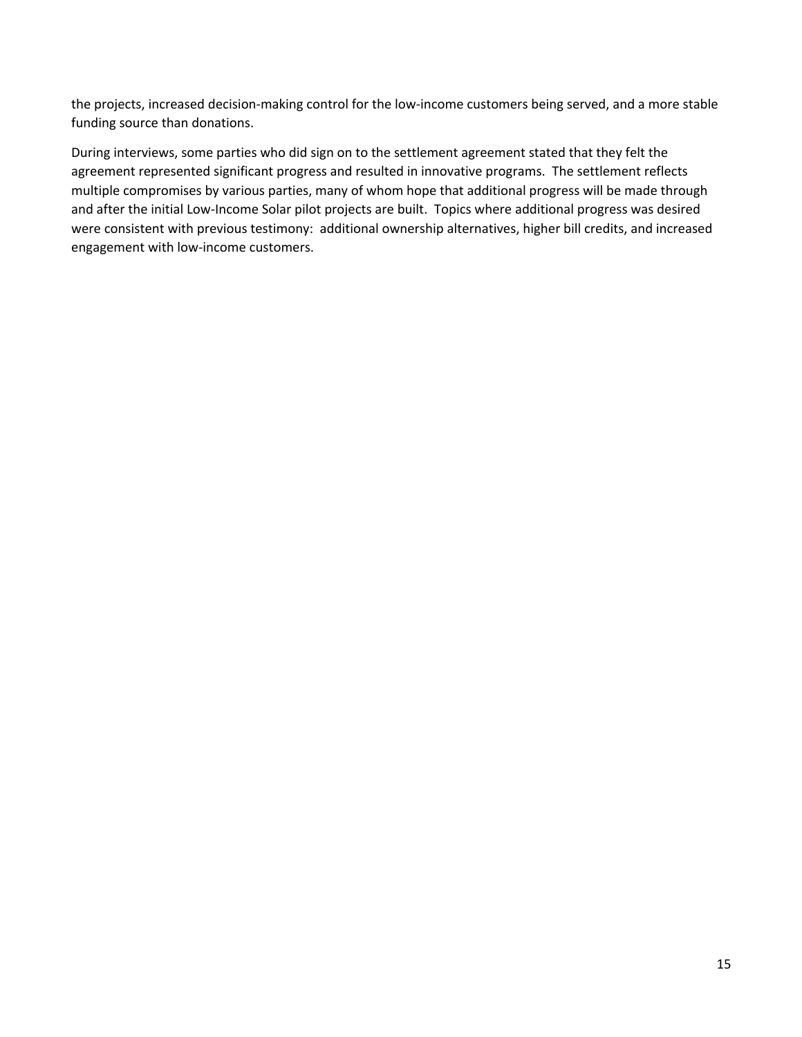the projects, increased decision-making control for the low-income customers being served, and a more stable funding source than donations.

During interviews, some parties who did sign on to the settlement agreement stated that they felt the agreement represented significant progress and resulted in innovative programs. The settlement reflects multiple compromises by various parties, many of whom hope that additional progress will be made through and after the initial Low-Income Solar pilot projects are built. Topics where additional progress was desired were consistent with previous testimony: additional ownership alternatives, higher bill credits, and increased engagement with low-income customers.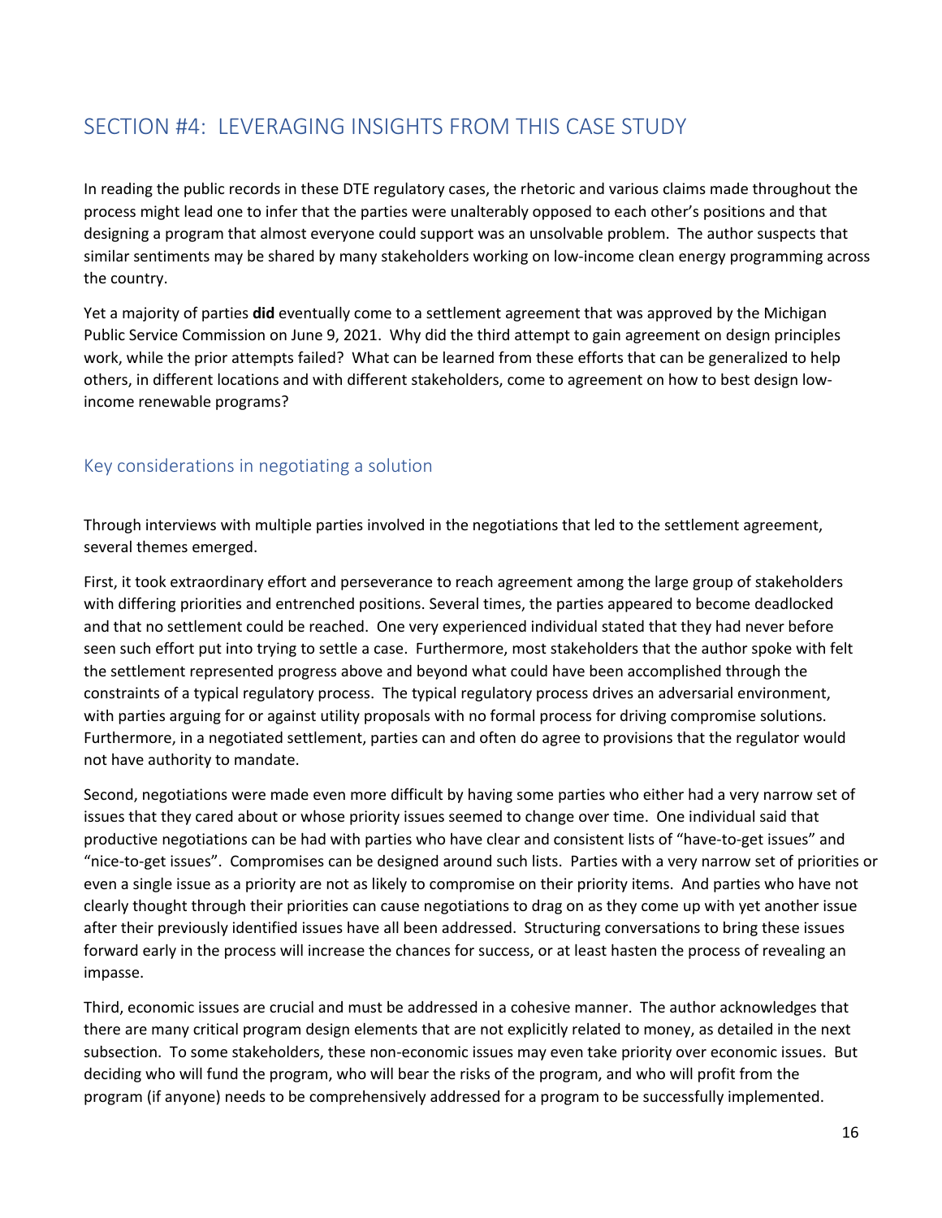## SECTION #4: LEVERAGING INSIGHTS FROM THIS CASE STUDY

In reading the public records in these DTE regulatory cases, the rhetoric and various claims made throughout the process might lead one to infer that the parties were unalterably opposed to each other's positions and that designing a program that almost everyone could support was an unsolvable problem. The author suspects that similar sentiments may be shared by many stakeholders working on low-income clean energy programming across the country.

Yet a majority of parties **did** eventually come to a settlement agreement that was approved by the Michigan Public Service Commission on June 9, 2021. Why did the third attempt to gain agreement on design principles work, while the prior attempts failed? What can be learned from these efforts that can be generalized to help others, in different locations and with different stakeholders, come to agreement on how to best design low-income renewable programs?

### Key considerations in negotiating a solution

Through interviews with multiple parties involved in the negotiations that led to the settlement agreement, several themes emerged.

First, it took extraordinary effort and perseverance to reach agreement among the large group of stakeholders with differing priorities and entrenched positions. Several times, the parties appeared to become deadlocked and that no settlement could be reached. One very experienced individual stated that they had never before seen such effort put into trying to settle a case. Furthermore, most stakeholders that the author spoke with felt the settlement represented progress above and beyond what could have been accomplished through the constraints of a typical regulatory process. The typical regulatory process drives an adversarial environment, with parties arguing for or against utility proposals with no formal process for driving compromise solutions. Furthermore, in a negotiated settlement, parties can and often do agree to provisions that the regulator would not have authority to mandate.

Second, negotiations were made even more difficult by having some parties who either had a very narrow set of issues that they cared about or whose priority issues seemed to change over time. One individual said that productive negotiations can be had with parties who have clear and consistent lists of "have-to-get issues" and "nice-to-get issues". Compromises can be designed around such lists. Parties with a very narrow set of priorities or even a single issue as a priority are not as likely to compromise on their priority items. And parties who have not clearly thought through their priorities can cause negotiations to drag on as they come up with yet another issue after their previously identified issues have all been addressed. Structuring conversations to bring these issues forward early in the process will increase the chances for success, or at least hasten the process of revealing an impasse.

Third, economic issues are crucial and must be addressed in a cohesive manner. The author acknowledges that there are many critical program design elements that are not explicitly related to money, as detailed in the next subsection. To some stakeholders, these non-economic issues may even take priority over economic issues. But deciding who will fund the program, who will bear the risks of the program, and who will profit from the program (if anyone) needs to be comprehensively addressed for a program to be successfully implemented.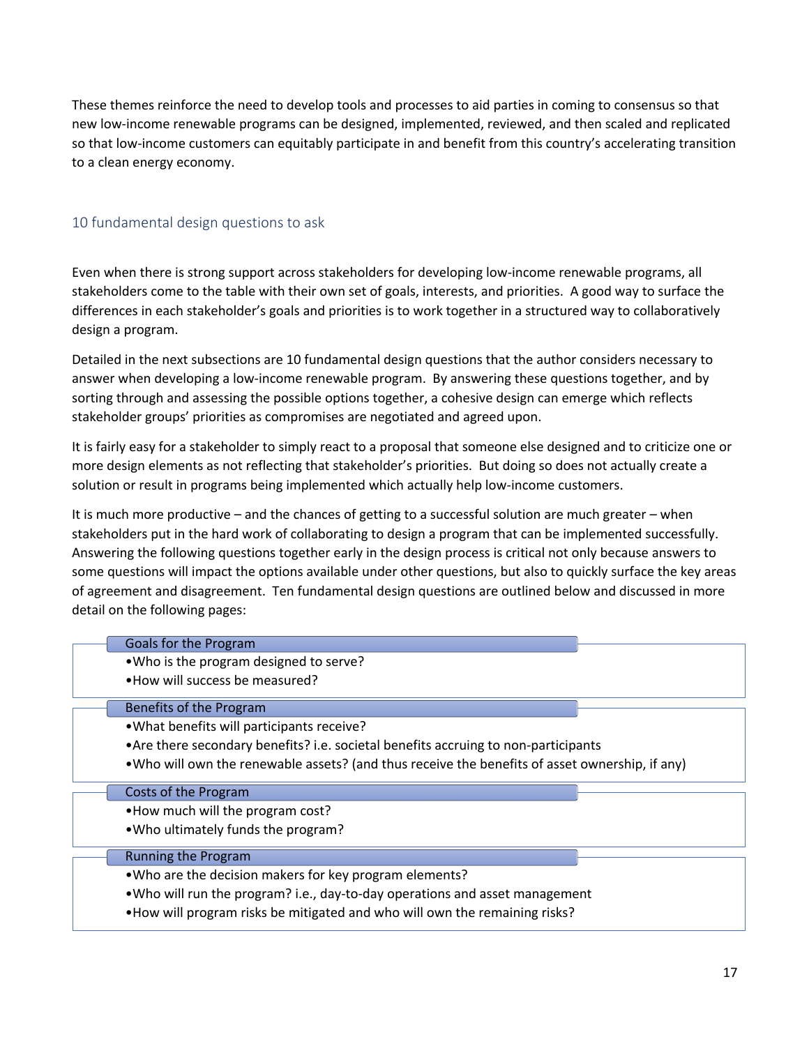These themes reinforce the need to develop tools and processes to aid parties in coming to consensus so that new low-income renewable programs can be designed, implemented, reviewed, and then scaled and replicated so that low-income customers can equitably participate in and benefit from this country's accelerating transition to a clean energy economy.

## 10 fundamental design questions to ask

Even when there is strong support across stakeholders for developing low-income renewable programs, all stakeholders come to the table with their own set of goals, interests, and priorities. A good way to surface the differences in each stakeholder's goals and priorities is to work together in a structured way to collaboratively design a program.

Detailed in the next subsections are 10 fundamental design questions that the author considers necessary to answer when developing a low-income renewable program. By answering these questions together, and by sorting through and assessing the possible options together, a cohesive design can emerge which reflects stakeholder groups' priorities as compromises are negotiated and agreed upon.

It is fairly easy for a stakeholder to simply react to a proposal that someone else designed and to criticize one or more design elements as not reflecting that stakeholder's priorities. But doing so does not actually create a solution or result in programs being implemented which actually help low-income customers.

It is much more productive – and the chances of getting to a successful solution are much greater – when stakeholders put in the hard work of collaborating to design a program that can be implemented successfully. Answering the following questions together early in the design process is critical not only because answers to some questions will impact the options available under other questions, but also to quickly surface the key areas of agreement and disagreement. Ten fundamental design questions are outlined below and discussed in more detail on the following pages:

**Goals for the Program**

- Who is the program designed to serve?
- How will success be measured?

**Benefits of the Program**

- What benefits will participants receive?
- Are there secondary benefits? i.e. societal benefits accruing to non-participants
- Who will own the renewable assets? (and thus receive the benefits of asset ownership, if any)

**Costs of the Program**

- How much will the program cost?
- Who ultimately funds the program?

**Running the Program**

- Who are the decision makers for key program elements?
- Who will run the program? i.e., day-to-day operations and asset management
- How will program risks be mitigated and who will own the remaining risks?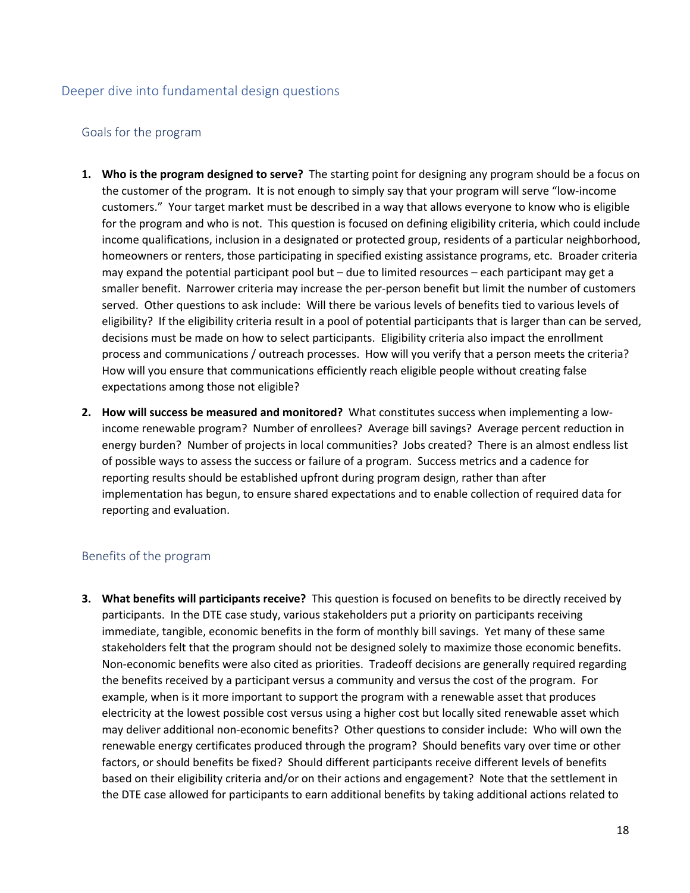## Deeper dive into fundamental design questions

### Goals for the program

1. **Who is the program designed to serve?** The starting point for designing any program should be a focus on the customer of the program. It is not enough to simply say that your program will serve "low-income customers." Your target market must be described in a way that allows everyone to know who is eligible for the program and who is not. This question is focused on defining eligibility criteria, which could include income qualifications, inclusion in a designated or protected group, residents of a particular neighborhood, homeowners or renters, those participating in specified existing assistance programs, etc. Broader criteria may expand the potential participant pool but – due to limited resources – each participant may get a smaller benefit. Narrower criteria may increase the per-person benefit but limit the number of customers served. Other questions to ask include: Will there be various levels of benefits tied to various levels of eligibility? If the eligibility criteria result in a pool of potential participants that is larger than can be served, decisions must be made on how to select participants. Eligibility criteria also impact the enrollment process and communications / outreach processes. How will you verify that a person meets the criteria? How will you ensure that communications efficiently reach eligible people without creating false expectations among those not eligible?

2. **How will success be measured and monitored?** What constitutes success when implementing a low-income renewable program? Number of enrollees? Average bill savings? Average percent reduction in energy burden? Number of projects in local communities? Jobs created? There is an almost endless list of possible ways to assess the success or failure of a program. Success metrics and a cadence for reporting results should be established upfront during program design, rather than after implementation has begun, to ensure shared expectations and to enable collection of required data for reporting and evaluation.

### Benefits of the program

3. **What benefits will participants receive?** This question is focused on benefits to be directly received by participants. In the DTE case study, various stakeholders put a priority on participants receiving immediate, tangible, economic benefits in the form of monthly bill savings. Yet many of these same stakeholders felt that the program should not be designed solely to maximize those economic benefits. Non-economic benefits were also cited as priorities. Tradeoff decisions are generally required regarding the benefits received by a participant versus a community and versus the cost of the program. For example, when is it more important to support the program with a renewable asset that produces electricity at the lowest possible cost versus using a higher cost but locally sited renewable asset which may deliver additional non-economic benefits? Other questions to consider include: Who will own the renewable energy certificates produced through the program? Should benefits vary over time or other factors, or should benefits be fixed? Should different participants receive different levels of benefits based on their eligibility criteria and/or on their actions and engagement? Note that the settlement in the DTE case allowed for participants to earn additional benefits by taking additional actions related to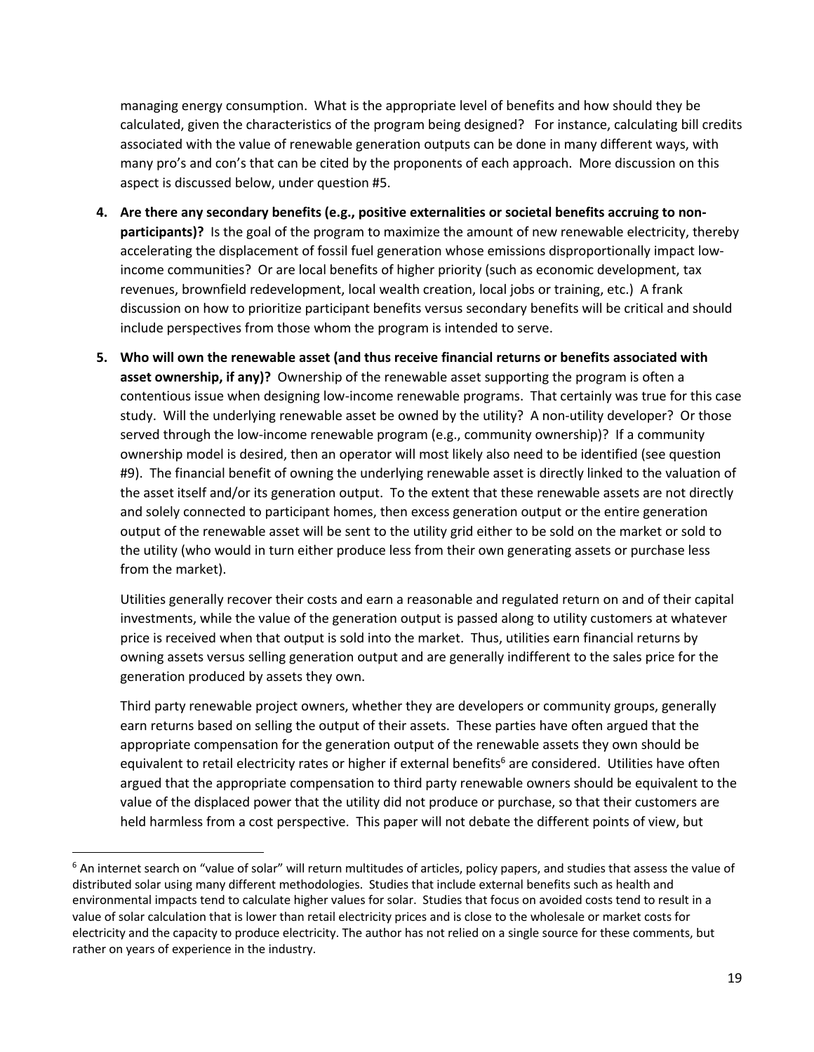managing energy consumption. What is the appropriate level of benefits and how should they be calculated, given the characteristics of the program being designed? For instance, calculating bill credits associated with the value of renewable generation outputs can be done in many different ways, with many pro's and con's that can be cited by the proponents of each approach. More discussion on this aspect is discussed below, under question #5.

4. **Are there any secondary benefits (e.g., positive externalities or societal benefits accruing to non-participants)?** Is the goal of the program to maximize the amount of new renewable electricity, thereby accelerating the displacement of fossil fuel generation whose emissions disproportionally impact low-income communities? Or are local benefits of higher priority (such as economic development, tax revenues, brownfield redevelopment, local wealth creation, local jobs or training, etc.) A frank discussion on how to prioritize participant benefits versus secondary benefits will be critical and should include perspectives from those whom the program is intended to serve.

5. **Who will own the renewable asset (and thus receive financial returns or benefits associated with asset ownership, if any)?** Ownership of the renewable asset supporting the program is often a contentious issue when designing low-income renewable programs. That certainly was true for this case study. Will the underlying renewable asset be owned by the utility? A non-utility developer? Or those served through the low-income renewable program (e.g., community ownership)? If a community ownership model is desired, then an operator will most likely also need to be identified (see question #9). The financial benefit of owning the underlying renewable asset is directly linked to the valuation of the asset itself and/or its generation output. To the extent that these renewable assets are not directly and solely connected to participant homes, then excess generation output or the entire generation output of the renewable asset will be sent to the utility grid either to be sold on the market or sold to the utility (who would in turn either produce less from their own generating assets or purchase less from the market).

   Utilities generally recover their costs and earn a reasonable and regulated return on and of their capital investments, while the value of the generation output is passed along to utility customers at whatever price is received when that output is sold into the market. Thus, utilities earn financial returns by owning assets versus selling generation output and are generally indifferent to the sales price for the generation produced by assets they own.

   Third party renewable project owners, whether they are developers or community groups, generally earn returns based on selling the output of their assets. These parties have often argued that the appropriate compensation for the generation output of the renewable assets they own should be equivalent to retail electricity rates or higher if external benefits[6] are considered. Utilities have often argued that the appropriate compensation to third party renewable owners should be equivalent to the value of the displaced power that the utility did not produce or purchase, so that their customers are held harmless from a cost perspective. This paper will not debate the different points of view, but

---

[6] An internet search on "value of solar" will return multitudes of articles, policy papers, and studies that assess the value of distributed solar using many different methodologies. Studies that include external benefits such as health and environmental impacts tend to calculate higher values for solar. Studies that focus on avoided costs tend to result in a value of solar calculation that is lower than retail electricity prices and is close to the wholesale or market costs for electricity and the capacity to produce electricity. The author has not relied on a single source for these comments, but rather on years of experience in the industry.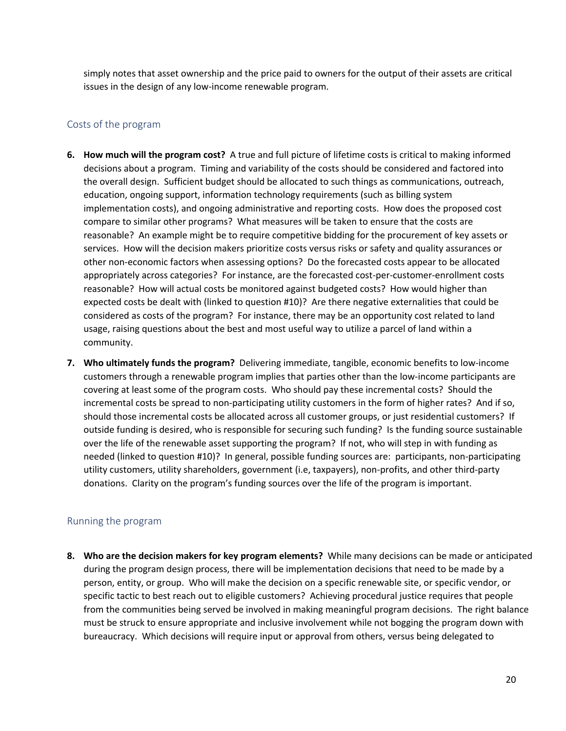simply notes that asset ownership and the price paid to owners for the output of their assets are critical issues in the design of any low-income renewable program.

## Costs of the program

6. **How much will the program cost?** A true and full picture of lifetime costs is critical to making informed decisions about a program. Timing and variability of the costs should be considered and factored into the overall design. Sufficient budget should be allocated to such things as communications, outreach, education, ongoing support, information technology requirements (such as billing system implementation costs), and ongoing administrative and reporting costs. How does the proposed cost compare to similar other programs? What measures will be taken to ensure that the costs are reasonable? An example might be to require competitive bidding for the procurement of key assets or services. How will the decision makers prioritize costs versus risks or safety and quality assurances or other non-economic factors when assessing options? Do the forecasted costs appear to be allocated appropriately across categories? For instance, are the forecasted cost-per-customer-enrollment costs reasonable? How will actual costs be monitored against budgeted costs? How would higher than expected costs be dealt with (linked to question #10)? Are there negative externalities that could be considered as costs of the program? For instance, there may be an opportunity cost related to land usage, raising questions about the best and most useful way to utilize a parcel of land within a community.

7. **Who ultimately funds the program?** Delivering immediate, tangible, economic benefits to low-income customers through a renewable program implies that parties other than the low-income participants are covering at least some of the program costs. Who should pay these incremental costs? Should the incremental costs be spread to non-participating utility customers in the form of higher rates? And if so, should those incremental costs be allocated across all customer groups, or just residential customers? If outside funding is desired, who is responsible for securing such funding? Is the funding source sustainable over the life of the renewable asset supporting the program? If not, who will step in with funding as needed (linked to question #10)? In general, possible funding sources are: participants, non-participating utility customers, utility shareholders, government (i.e, taxpayers), non-profits, and other third-party donations. Clarity on the program's funding sources over the life of the program is important.

## Running the program

8. **Who are the decision makers for key program elements?** While many decisions can be made or anticipated during the program design process, there will be implementation decisions that need to be made by a person, entity, or group. Who will make the decision on a specific renewable site, or specific vendor, or specific tactic to best reach out to eligible customers? Achieving procedural justice requires that people from the communities being served be involved in making meaningful program decisions. The right balance must be struck to ensure appropriate and inclusive involvement while not bogging the program down with bureaucracy. Which decisions will require input or approval from others, versus being delegated to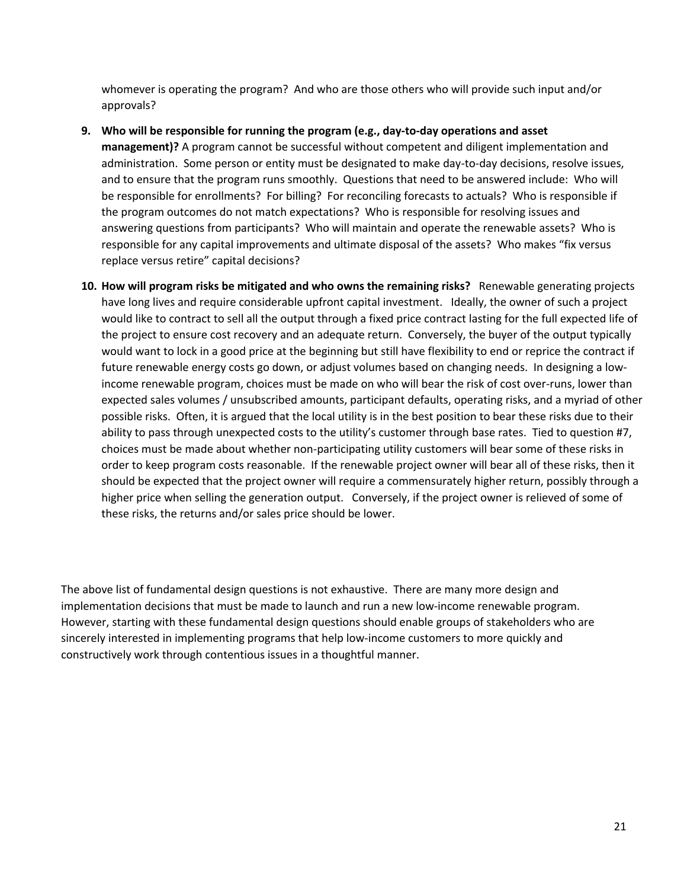whomever is operating the program? And who are those others who will provide such input and/or approvals?

9. **Who will be responsible for running the program (e.g., day-to-day operations and asset management)?** A program cannot be successful without competent and diligent implementation and administration. Some person or entity must be designated to make day-to-day decisions, resolve issues, and to ensure that the program runs smoothly. Questions that need to be answered include: Who will be responsible for enrollments? For billing? For reconciling forecasts to actuals? Who is responsible if the program outcomes do not match expectations? Who is responsible for resolving issues and answering questions from participants? Who will maintain and operate the renewable assets? Who is responsible for any capital improvements and ultimate disposal of the assets? Who makes "fix versus replace versus retire" capital decisions?

10. **How will program risks be mitigated and who owns the remaining risks?** Renewable generating projects have long lives and require considerable upfront capital investment. Ideally, the owner of such a project would like to contract to sell all the output through a fixed price contract lasting for the full expected life of the project to ensure cost recovery and an adequate return. Conversely, the buyer of the output typically would want to lock in a good price at the beginning but still have flexibility to end or reprice the contract if future renewable energy costs go down, or adjust volumes based on changing needs. In designing a low-income renewable program, choices must be made on who will bear the risk of cost over-runs, lower than expected sales volumes / unsubscribed amounts, participant defaults, operating risks, and a myriad of other possible risks. Often, it is argued that the local utility is in the best position to bear these risks due to their ability to pass through unexpected costs to the utility's customer through base rates. Tied to question #7, choices must be made about whether non-participating utility customers will bear some of these risks in order to keep program costs reasonable. If the renewable project owner will bear all of these risks, then it should be expected that the project owner will require a commensurately higher return, possibly through a higher price when selling the generation output. Conversely, if the project owner is relieved of some of these risks, the returns and/or sales price should be lower.

The above list of fundamental design questions is not exhaustive. There are many more design and implementation decisions that must be made to launch and run a new low-income renewable program. However, starting with these fundamental design questions should enable groups of stakeholders who are sincerely interested in implementing programs that help low-income customers to more quickly and constructively work through contentious issues in a thoughtful manner.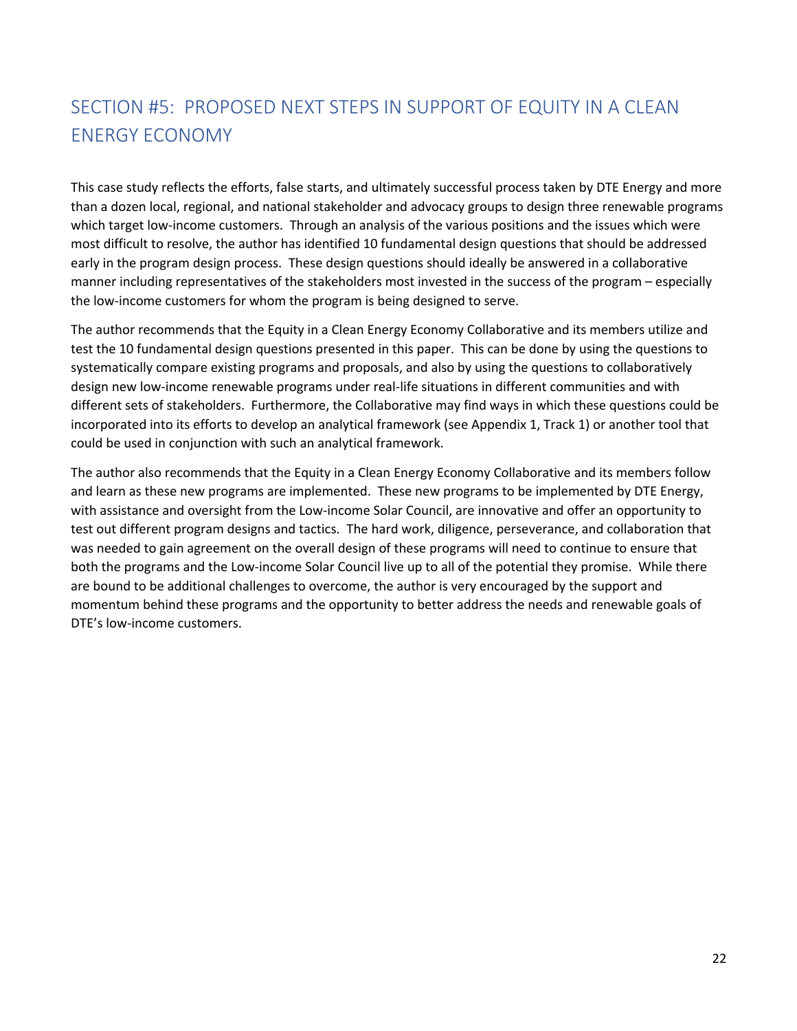## SECTION #5: PROPOSED NEXT STEPS IN SUPPORT OF EQUITY IN A CLEAN ENERGY ECONOMY

This case study reflects the efforts, false starts, and ultimately successful process taken by DTE Energy and more than a dozen local, regional, and national stakeholder and advocacy groups to design three renewable programs which target low-income customers. Through an analysis of the various positions and the issues which were most difficult to resolve, the author has identified 10 fundamental design questions that should be addressed early in the program design process. These design questions should ideally be answered in a collaborative manner including representatives of the stakeholders most invested in the success of the program – especially the low-income customers for whom the program is being designed to serve.

The author recommends that the Equity in a Clean Energy Economy Collaborative and its members utilize and test the 10 fundamental design questions presented in this paper. This can be done by using the questions to systematically compare existing programs and proposals, and also by using the questions to collaboratively design new low-income renewable programs under real-life situations in different communities and with different sets of stakeholders. Furthermore, the Collaborative may find ways in which these questions could be incorporated into its efforts to develop an analytical framework (see Appendix 1, Track 1) or another tool that could be used in conjunction with such an analytical framework.

The author also recommends that the Equity in a Clean Energy Economy Collaborative and its members follow and learn as these new programs are implemented. These new programs to be implemented by DTE Energy, with assistance and oversight from the Low-income Solar Council, are innovative and offer an opportunity to test out different program designs and tactics. The hard work, diligence, perseverance, and collaboration that was needed to gain agreement on the overall design of these programs will need to continue to ensure that both the programs and the Low-income Solar Council live up to all of the potential they promise. While there are bound to be additional challenges to overcome, the author is very encouraged by the support and momentum behind these programs and the opportunity to better address the needs and renewable goals of DTE's low-income customers.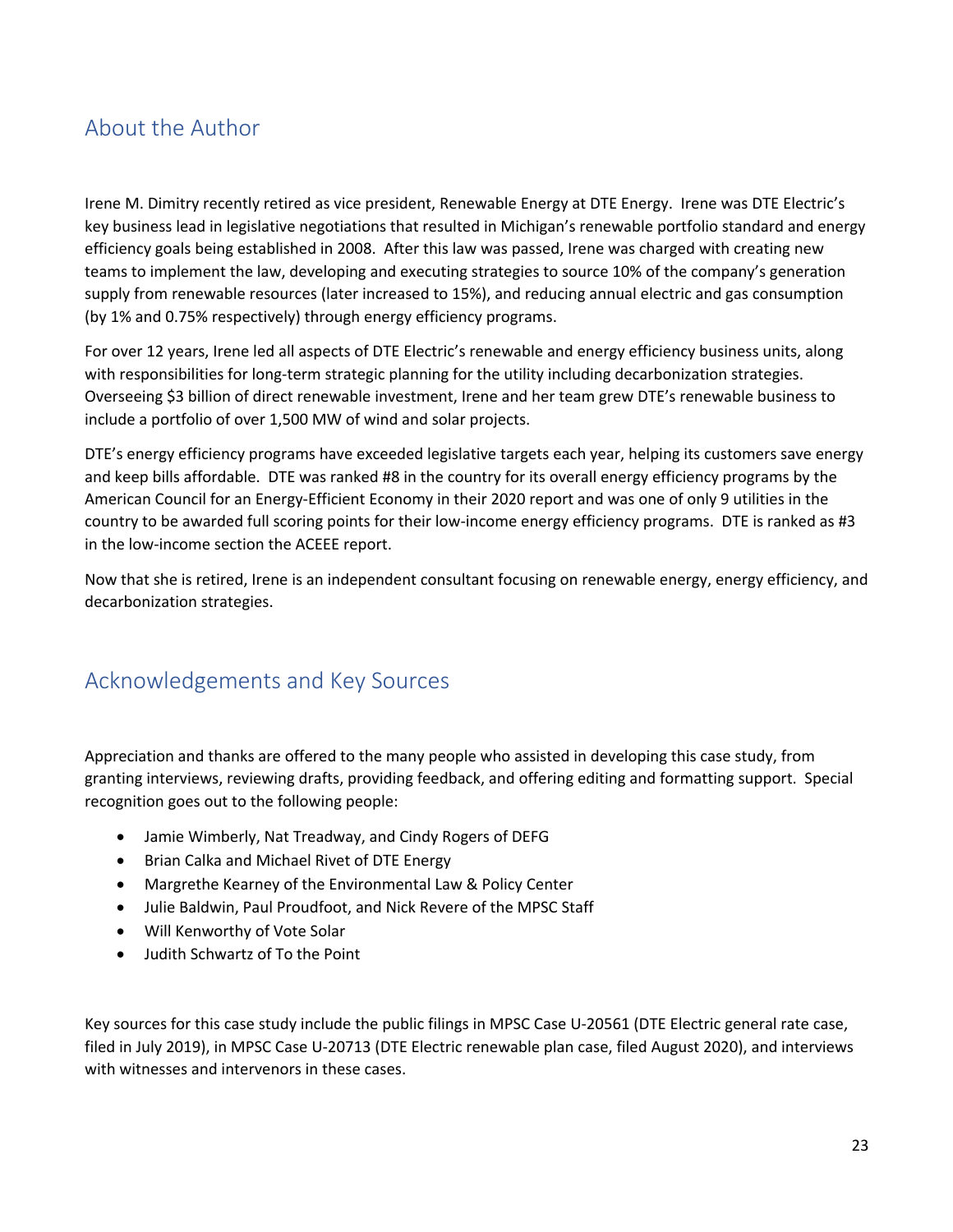## About the Author

Irene M. Dimitry recently retired as vice president, Renewable Energy at DTE Energy. Irene was DTE Electric's key business lead in legislative negotiations that resulted in Michigan's renewable portfolio standard and energy efficiency goals being established in 2008. After this law was passed, Irene was charged with creating new teams to implement the law, developing and executing strategies to source 10% of the company's generation supply from renewable resources (later increased to 15%), and reducing annual electric and gas consumption (by 1% and 0.75% respectively) through energy efficiency programs.

For over 12 years, Irene led all aspects of DTE Electric's renewable and energy efficiency business units, along with responsibilities for long-term strategic planning for the utility including decarbonization strategies. Overseeing $3 billion of direct renewable investment, Irene and her team grew DTE's renewable business to include a portfolio of over 1,500 MW of wind and solar projects.

DTE's energy efficiency programs have exceeded legislative targets each year, helping its customers save energy and keep bills affordable. DTE was ranked #8 in the country for its overall energy efficiency programs by the American Council for an Energy-Efficient Economy in their 2020 report and was one of only 9 utilities in the country to be awarded full scoring points for their low-income energy efficiency programs. DTE is ranked as #3 in the low-income section the ACEEE report.

Now that she is retired, Irene is an independent consultant focusing on renewable energy, energy efficiency, and decarbonization strategies.

## Acknowledgements and Key Sources

Appreciation and thanks are offered to the many people who assisted in developing this case study, from granting interviews, reviewing drafts, providing feedback, and offering editing and formatting support. Special recognition goes out to the following people:

- Jamie Wimberly, Nat Treadway, and Cindy Rogers of DEFG
- Brian Calka and Michael Rivet of DTE Energy
- Margrethe Kearney of the Environmental Law & Policy Center
- Julie Baldwin, Paul Proudfoot, and Nick Revere of the MPSC Staff
- Will Kenworthy of Vote Solar
- Judith Schwartz of To the Point

Key sources for this case study include the public filings in MPSC Case U-20561 (DTE Electric general rate case, filed in July 2019), in MPSC Case U-20713 (DTE Electric renewable plan case, filed August 2020), and interviews with witnesses and intervenors in these cases.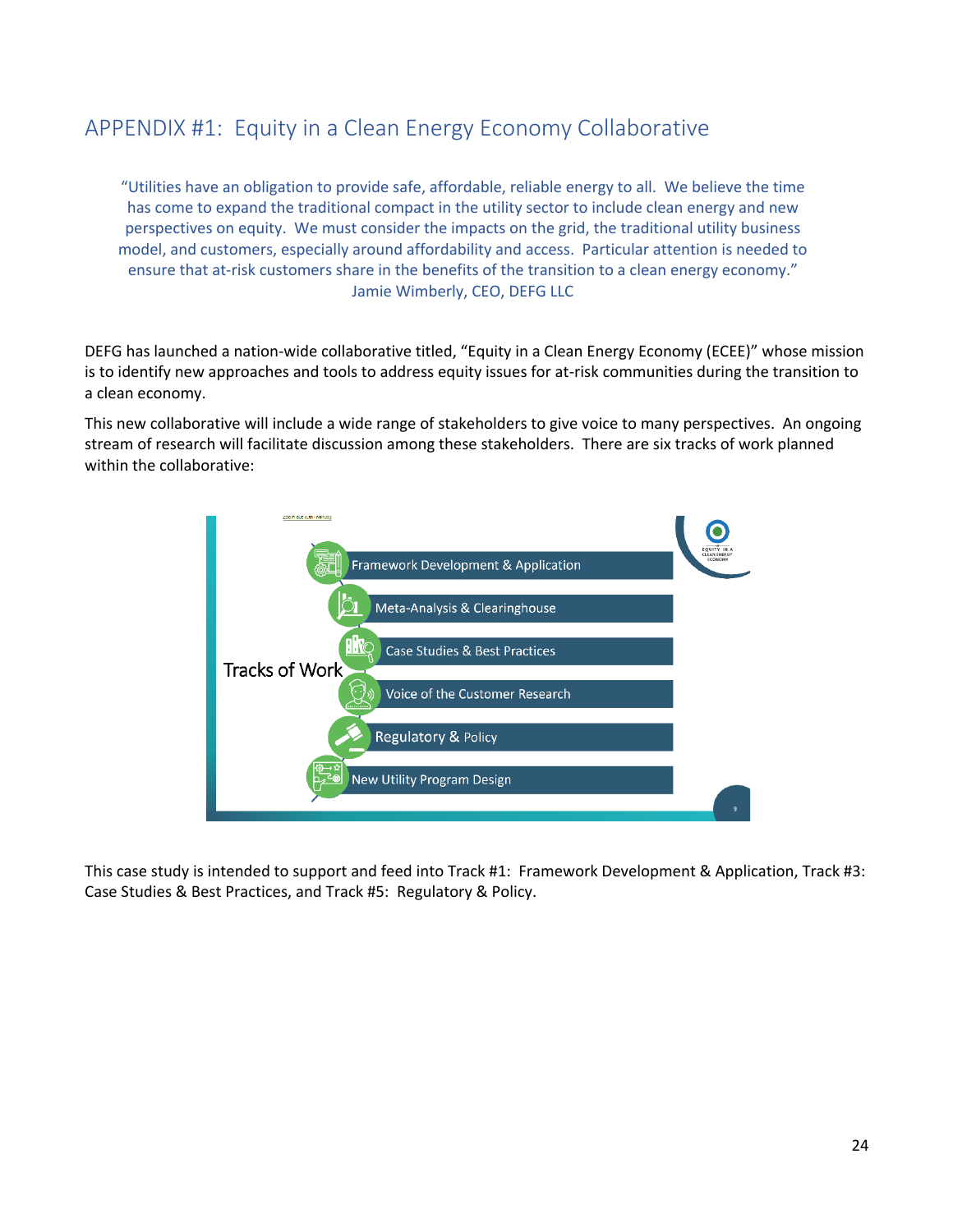## APPENDIX #1: Equity in a Clean Energy Economy Collaborative

> "Utilities have an obligation to provide safe, affordable, reliable energy to all. We believe the time has come to expand the traditional compact in the utility sector to include clean energy and new perspectives on equity. We must consider the impacts on the grid, the traditional utility business model, and customers, especially around affordability and access. Particular attention is needed to ensure that at-risk customers share in the benefits of the transition to a clean energy economy."
>
> Jamie Wimberly, CEO, DEFG LLC

DEFG has launched a nation-wide collaborative titled, "Equity in a Clean Energy Economy (ECEE)" whose mission is to identify new approaches and tools to address equity issues for at-risk communities during the transition to a clean economy.

This new collaborative will include a wide range of stakeholders to give voice to many perspectives. An ongoing stream of research will facilitate discussion among these stakeholders. There are six tracks of work planned within the collaborative:

**Tracks of Work**

- Framework Development & Application
- Meta-Analysis & Clearinghouse
- Case Studies & Best Practices
- Voice of the Customer Research
- Regulatory & Policy
- New Utility Program Design

This case study is intended to support and feed into Track #1: Framework Development & Application, Track #3: Case Studies & Best Practices, and Track #5: Regulatory & Policy.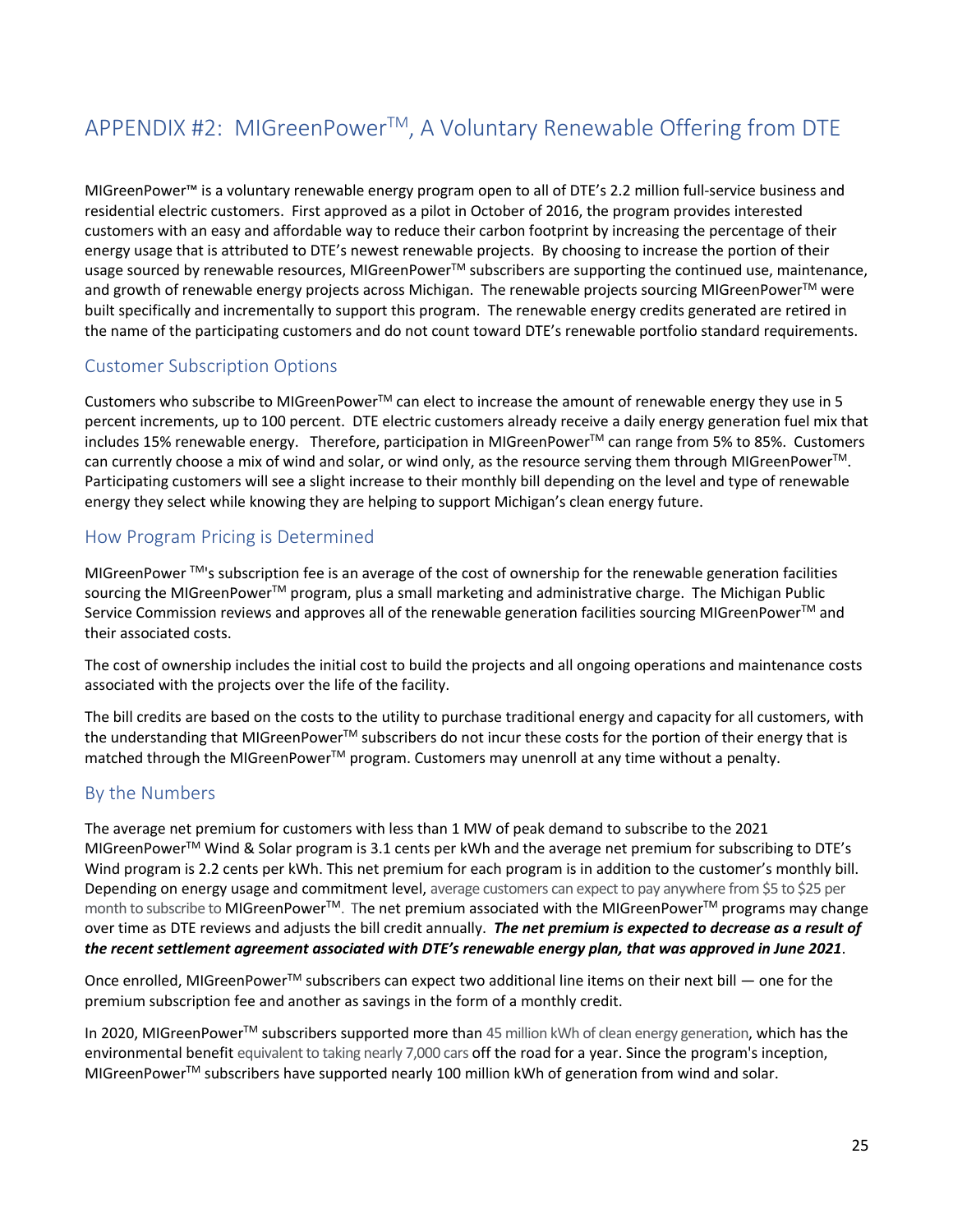# APPENDIX #2: MIGreenPower™, A Voluntary Renewable Offering from DTE

MIGreenPower™ is a voluntary renewable energy program open to all of DTE's 2.2 million full-service business and residential electric customers. First approved as a pilot in October of 2016, the program provides interested customers with an easy and affordable way to reduce their carbon footprint by increasing the percentage of their energy usage that is attributed to DTE's newest renewable projects. By choosing to increase the portion of their usage sourced by renewable resources, MIGreenPower™ subscribers are supporting the continued use, maintenance, and growth of renewable energy projects across Michigan. The renewable projects sourcing MIGreenPower™ were built specifically and incrementally to support this program. The renewable energy credits generated are retired in the name of the participating customers and do not count toward DTE's renewable portfolio standard requirements.

## Customer Subscription Options

Customers who subscribe to MIGreenPower™ can elect to increase the amount of renewable energy they use in 5 percent increments, up to 100 percent. DTE electric customers already receive a daily energy generation fuel mix that includes 15% renewable energy. Therefore, participation in MIGreenPower™ can range from 5% to 85%. Customers can currently choose a mix of wind and solar, or wind only, as the resource serving them through MIGreenPower™. Participating customers will see a slight increase to their monthly bill depending on the level and type of renewable energy they select while knowing they are helping to support Michigan's clean energy future.

## How Program Pricing is Determined

MIGreenPower ™'s subscription fee is an average of the cost of ownership for the renewable generation facilities sourcing the MIGreenPower™ program, plus a small marketing and administrative charge. The Michigan Public Service Commission reviews and approves all of the renewable generation facilities sourcing MIGreenPower™ and their associated costs.

The cost of ownership includes the initial cost to build the projects and all ongoing operations and maintenance costs associated with the projects over the life of the facility.

The bill credits are based on the costs to the utility to purchase traditional energy and capacity for all customers, with the understanding that MIGreenPower™ subscribers do not incur these costs for the portion of their energy that is matched through the MIGreenPower™ program. Customers may unenroll at any time without a penalty.

## By the Numbers

The average net premium for customers with less than 1 MW of peak demand to subscribe to the 2021 MIGreenPower™ Wind & Solar program is 3.1 cents per kWh and the average net premium for subscribing to DTE's Wind program is 2.2 cents per kWh. This net premium for each program is in addition to the customer's monthly bill. Depending on energy usage and commitment level, average customers can expect to pay anywhere from $5 to $25 per month to subscribe to MIGreenPower™. The net premium associated with the MIGreenPower™ programs may change over time as DTE reviews and adjusts the bill credit annually. ***The net premium is expected to decrease as a result of the recent settlement agreement associated with DTE's renewable energy plan, that was approved in June 2021***.

Once enrolled, MIGreenPower™ subscribers can expect two additional line items on their next bill — one for the premium subscription fee and another as savings in the form of a monthly credit.

In 2020, MIGreenPower™ subscribers supported more than 45 million kWh of clean energy generation, which has the environmental benefit equivalent to taking nearly 7,000 cars off the road for a year. Since the program's inception, MIGreenPower™ subscribers have supported nearly 100 million kWh of generation from wind and solar.